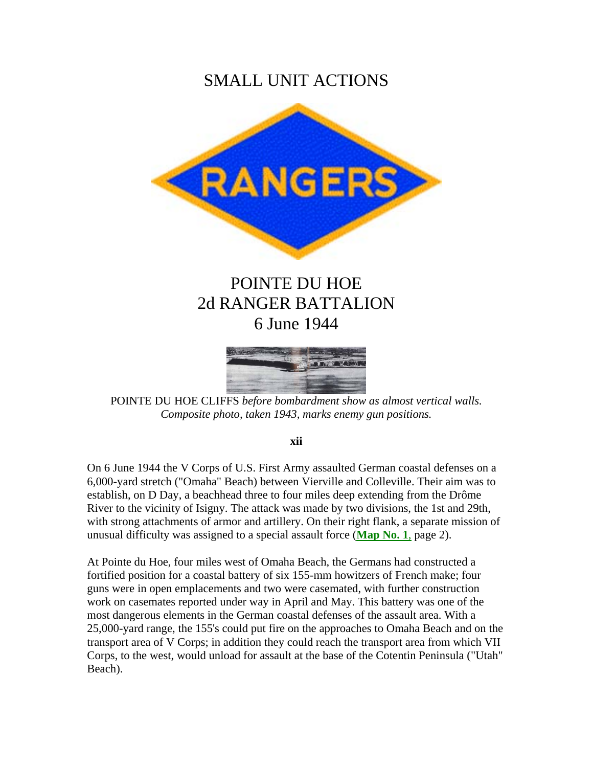# SMALL UNIT ACTIONS

## POINTE DU HOE
## 2d RANGER BATTALION
## 6 June 1944

POINTE DU HOE CLIFFS *before bombardment show as almost vertical walls. Composite photo, taken 1943, marks enemy gun positions.*

**xii**

On 6 June 1944 the V Corps of U.S. First Army assaulted German coastal defenses on a 6,000-yard stretch ("Omaha" Beach) between Vierville and Colleville. Their aim was to establish, on D Day, a beachhead three to four miles deep extending from the Drôme River to the vicinity of Isigny. The attack was made by two divisions, the 1st and 29th, with strong attachments of armor and artillery. On their right flank, a separate mission of unusual difficulty was assigned to a special assault force (**Map No. 1**, page 2).

At Pointe du Hoe, four miles west of Omaha Beach, the Germans had constructed a fortified position for a coastal battery of six 155-mm howitzers of French make; four guns were in open emplacements and two were casemated, with further construction work on casemates reported under way in April and May. This battery was one of the most dangerous elements in the German coastal defenses of the assault area. With a 25,000-yard range, the 155's could put fire on the approaches to Omaha Beach and on the transport area of V Corps; in addition they could reach the transport area from which VII Corps, to the west, would unload for assault at the base of the Cotentin Peninsula ("Utah" Beach).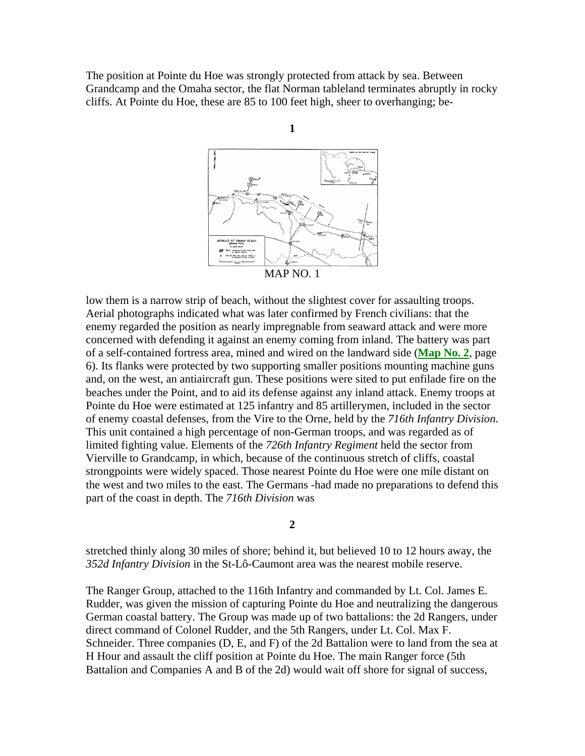The position at Pointe du Hoe was strongly protected from attack by sea. Between Grandcamp and the Omaha sector, the flat Norman tableland terminates abruptly in rocky cliffs. At Pointe du Hoe, these are 85 to 100 feet high, sheer to overhanging; be-

MAP NO. 1

low them is a narrow strip of beach, without the slightest cover for assaulting troops. Aerial photographs indicated what was later confirmed by French civilians: that the enemy regarded the position as nearly impregnable from seaward attack and were more concerned with defending it against an enemy coming from inland. The battery was part of a self-contained fortress area, mined and wired on the landward side (**Map No. 2**, page 6). Its flanks were protected by two supporting smaller positions mounting machine guns and, on the west, an antiaircraft gun. These positions were sited to put enfilade fire on the beaches under the Point, and to aid its defense against any inland attack. Enemy troops at Pointe du Hoe were estimated at 125 infantry and 85 artillerymen, included in the sector of enemy coastal defenses, from the Vire to the Orne, held by the *716th Infantry Division*. This unit contained a high percentage of non-German troops, and was regarded as of limited fighting value. Elements of the *726th Infantry Regiment* held the sector from Vierville to Grandcamp, in which, because of the continuous stretch of cliffs, coastal strongpoints were widely spaced. Those nearest Pointe du Hoe were one mile distant on the west and two miles to the east. The Germans -had made no preparations to defend this part of the coast in depth. The *716th Division* was

stretched thinly along 30 miles of shore; behind it, but believed 10 to 12 hours away, the *352d Infantry Division* in the St-Lô-Caumont area was the nearest mobile reserve.

The Ranger Group, attached to the 116th Infantry and commanded by Lt. Col. James E. Rudder, was given the mission of capturing Pointe du Hoe and neutralizing the dangerous German coastal battery. The Group was made up of two battalions: the 2d Rangers, under direct command of Colonel Rudder, and the 5th Rangers, under Lt. Col. Max F. Schneider. Three companies (D, E, and F) of the 2d Battalion were to land from the sea at H Hour and assault the cliff position at Pointe du Hoe. The main Ranger force (5th Battalion and Companies A and B of the 2d) would wait off shore for signal of success,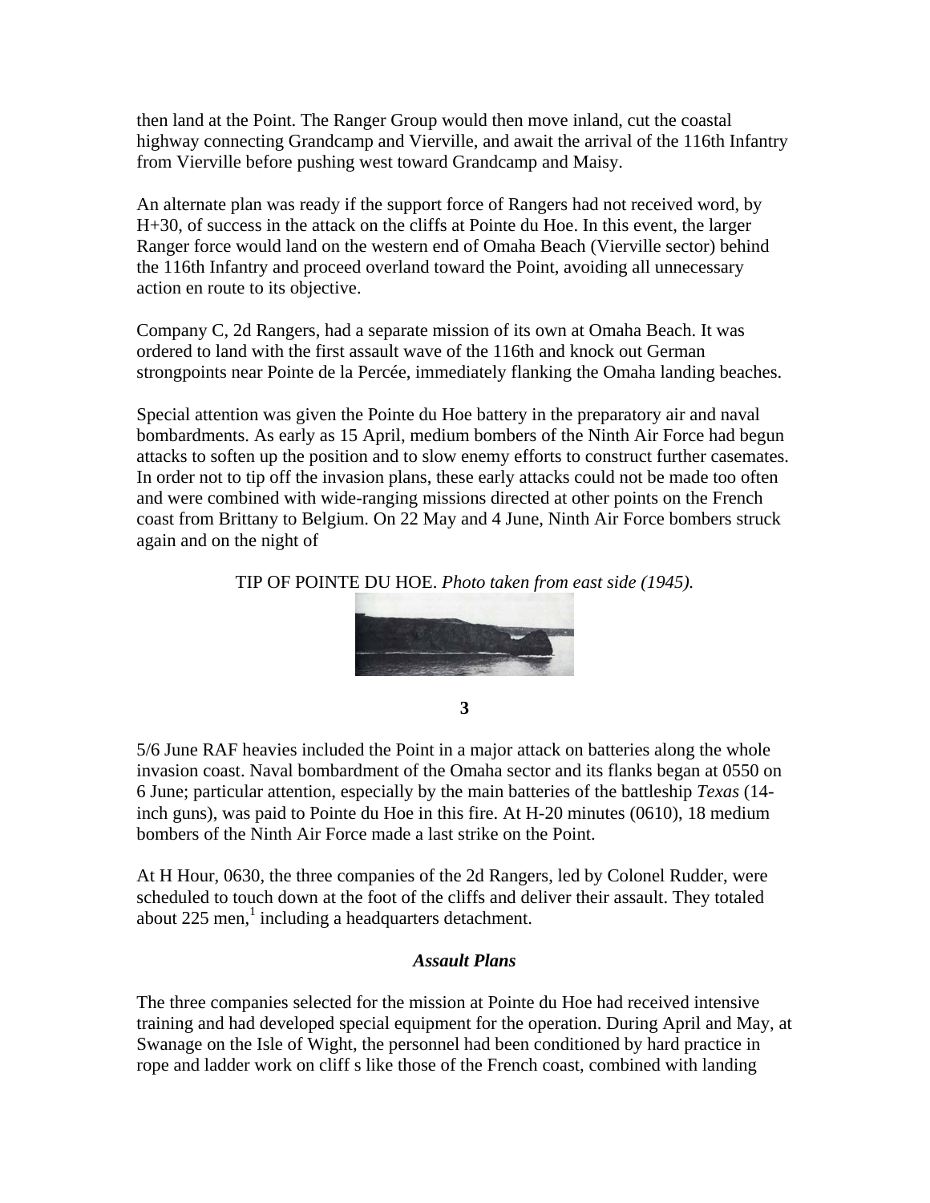then land at the Point. The Ranger Group would then move inland, cut the coastal highway connecting Grandcamp and Vierville, and await the arrival of the 116th Infantry from Vierville before pushing west toward Grandcamp and Maisy.

An alternate plan was ready if the support force of Rangers had not received word, by H+30, of success in the attack on the cliffs at Pointe du Hoe. In this event, the larger Ranger force would land on the western end of Omaha Beach (Vierville sector) behind the 116th Infantry and proceed overland toward the Point, avoiding all unnecessary action en route to its objective.

Company C, 2d Rangers, had a separate mission of its own at Omaha Beach. It was ordered to land with the first assault wave of the 116th and knock out German strongpoints near Pointe de la Percée, immediately flanking the Omaha landing beaches.

Special attention was given the Pointe du Hoe battery in the preparatory air and naval bombardments. As early as 15 April, medium bombers of the Ninth Air Force had begun attacks to soften up the position and to slow enemy efforts to construct further casemates. In order not to tip off the invasion plans, these early attacks could not be made too often and were combined with wide-ranging missions directed at other points on the French coast from Brittany to Belgium. On 22 May and 4 June, Ninth Air Force bombers struck again and on the night of

TIP OF POINTE DU HOE. *Photo taken from east side (1945).*

5/6 June RAF heavies included the Point in a major attack on batteries along the whole invasion coast. Naval bombardment of the Omaha sector and its flanks began at 0550 on 6 June; particular attention, especially by the main batteries of the battleship *Texas* (14-inch guns), was paid to Pointe du Hoe in this fire. At H-20 minutes (0610), 18 medium bombers of the Ninth Air Force made a last strike on the Point.

At H Hour, 0630, the three companies of the 2d Rangers, led by Colonel Rudder, were scheduled to touch down at the foot of the cliffs and deliver their assault. They totaled about 225 men,[1] including a headquarters detachment.

### *Assault Plans*

The three companies selected for the mission at Pointe du Hoe had received intensive training and had developed special equipment for the operation. During April and May, at Swanage on the Isle of Wight, the personnel had been conditioned by hard practice in rope and ladder work on cliff s like those of the French coast, combined with landing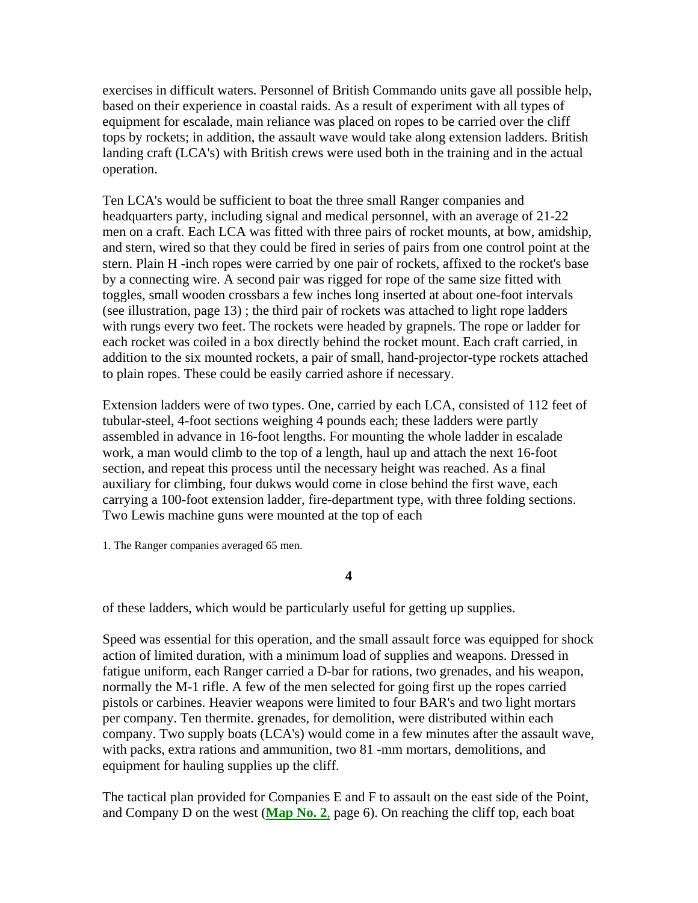exercises in difficult waters. Personnel of British Commando units gave all possible help, based on their experience in coastal raids. As a result of experiment with all types of equipment for escalade, main reliance was placed on ropes to be carried over the cliff tops by rockets; in addition, the assault wave would take along extension ladders. British landing craft (LCA's) with British crews were used both in the training and in the actual operation.

Ten LCA's would be sufficient to boat the three small Ranger companies and headquarters party, including signal and medical personnel, with an average of 21-22 men on a craft. Each LCA was fitted with three pairs of rocket mounts, at bow, amidship, and stern, wired so that they could be fired in series of pairs from one control point at the stern. Plain H -inch ropes were carried by one pair of rockets, affixed to the rocket's base by a connecting wire. A second pair was rigged for rope of the same size fitted with toggles, small wooden crossbars a few inches long inserted at about one-foot intervals (see illustration, page 13) ; the third pair of rockets was attached to light rope ladders with rungs every two feet. The rockets were headed by grapnels. The rope or ladder for each rocket was coiled in a box directly behind the rocket mount. Each craft carried, in addition to the six mounted rockets, a pair of small, hand-projector-type rockets attached to plain ropes. These could be easily carried ashore if necessary.

Extension ladders were of two types. One, carried by each LCA, consisted of 112 feet of tubular-steel, 4-foot sections weighing 4 pounds each; these ladders were partly assembled in advance in 16-foot lengths. For mounting the whole ladder in escalade work, a man would climb to the top of a length, haul up and attach the next 16-foot section, and repeat this process until the necessary height was reached. As a final auxiliary for climbing, four dukws would come in close behind the first wave, each carrying a 100-foot extension ladder, fire-department type, with three folding sections. Two Lewis machine guns were mounted at the top of each of these ladders, which would be particularly useful for getting up supplies.

Speed was essential for this operation, and the small assault force was equipped for shock action of limited duration, with a minimum load of supplies and weapons. Dressed in fatigue uniform, each Ranger carried a D-bar for rations, two grenades, and his weapon, normally the M-1 rifle. A few of the men selected for going first up the ropes carried pistols or carbines. Heavier weapons were limited to four BAR's and two light mortars per company. Ten thermite. grenades, for demolition, were distributed within each company. Two supply boats (LCA's) would come in a few minutes after the assault wave, with packs, extra rations and ammunition, two 81 -mm mortars, demolitions, and equipment for hauling supplies up the cliff.

The tactical plan provided for Companies E and F to assault on the east side of the Point, and Company D on the west (**Map No. 2**, page 6). On reaching the cliff top, each boat

1. The Ranger companies averaged 65 men.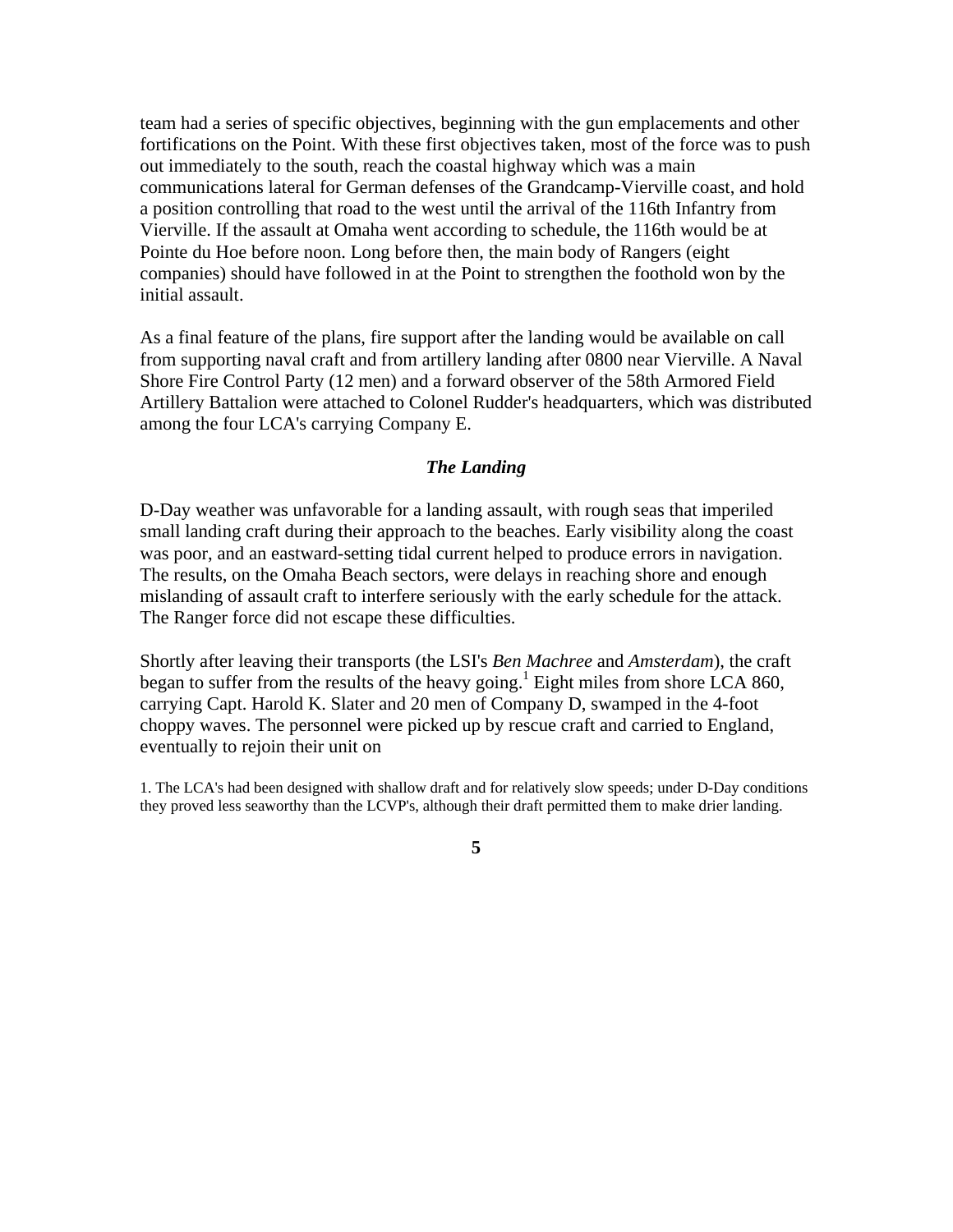team had a series of specific objectives, beginning with the gun emplacements and other fortifications on the Point. With these first objectives taken, most of the force was to push out immediately to the south, reach the coastal highway which was a main communications lateral for German defenses of the Grandcamp-Vierville coast, and hold a position controlling that road to the west until the arrival of the 116th Infantry from Vierville. If the assault at Omaha went according to schedule, the 116th would be at Pointe du Hoe before noon. Long before then, the main body of Rangers (eight companies) should have followed in at the Point to strengthen the foothold won by the initial assault.

As a final feature of the plans, fire support after the landing would be available on call from supporting naval craft and from artillery landing after 0800 near Vierville. A Naval Shore Fire Control Party (12 men) and a forward observer of the 58th Armored Field Artillery Battalion were attached to Colonel Rudder's headquarters, which was distributed among the four LCA's carrying Company E.

### *The Landing*

D-Day weather was unfavorable for a landing assault, with rough seas that imperiled small landing craft during their approach to the beaches. Early visibility along the coast was poor, and an eastward-setting tidal current helped to produce errors in navigation. The results, on the Omaha Beach sectors, were delays in reaching shore and enough mislanding of assault craft to interfere seriously with the early schedule for the attack. The Ranger force did not escape these difficulties.

Shortly after leaving their transports (the LSI's *Ben Machree* and *Amsterdam*), the craft began to suffer from the results of the heavy going.[1] Eight miles from shore LCA 860, carrying Capt. Harold K. Slater and 20 men of Company D, swamped in the 4-foot choppy waves. The personnel were picked up by rescue craft and carried to England, eventually to rejoin their unit on

1. The LCA's had been designed with shallow draft and for relatively slow speeds; under D-Day conditions they proved less seaworthy than the LCVP's, although their draft permitted them to make drier landing.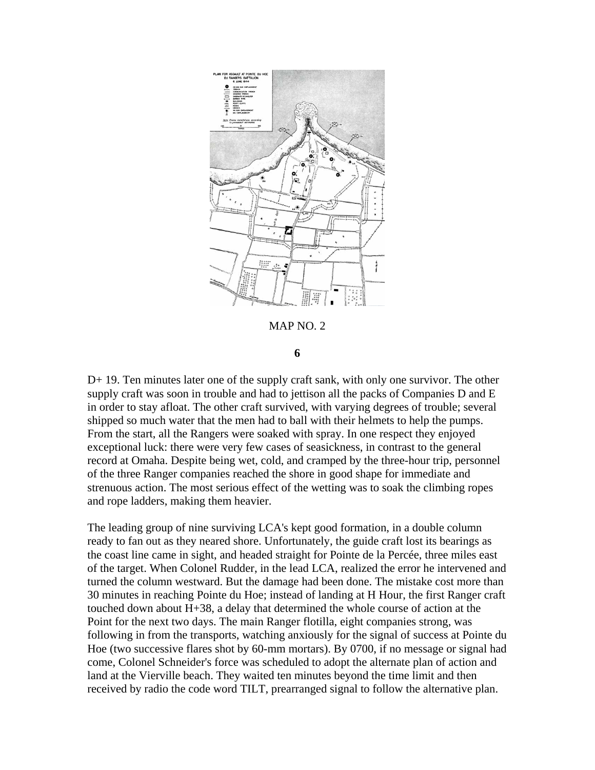MAP NO. 2

D+ 19. Ten minutes later one of the supply craft sank, with only one survivor. The other supply craft was soon in trouble and had to jettison all the packs of Companies D and E in order to stay afloat. The other craft survived, with varying degrees of trouble; several shipped so much water that the men had to ball with their helmets to help the pumps. From the start, all the Rangers were soaked with spray. In one respect they enjoyed exceptional luck: there were very few cases of seasickness, in contrast to the general record at Omaha. Despite being wet, cold, and cramped by the three-hour trip, personnel of the three Ranger companies reached the shore in good shape for immediate and strenuous action. The most serious effect of the wetting was to soak the climbing ropes and rope ladders, making them heavier.

The leading group of nine surviving LCA's kept good formation, in a double column ready to fan out as they neared shore. Unfortunately, the guide craft lost its bearings as the coast line came in sight, and headed straight for Pointe de la Percée, three miles east of the target. When Colonel Rudder, in the lead LCA, realized the error he intervened and turned the column westward. But the damage had been done. The mistake cost more than 30 minutes in reaching Pointe du Hoe; instead of landing at H Hour, the first Ranger craft touched down about H+38, a delay that determined the whole course of action at the Point for the next two days. The main Ranger flotilla, eight companies strong, was following in from the transports, watching anxiously for the signal of success at Pointe du Hoe (two successive flares shot by 60-mm mortars). By 0700, if no message or signal had come, Colonel Schneider's force was scheduled to adopt the alternate plan of action and land at the Vierville beach. They waited ten minutes beyond the time limit and then received by radio the code word TILT, prearranged signal to follow the alternative plan.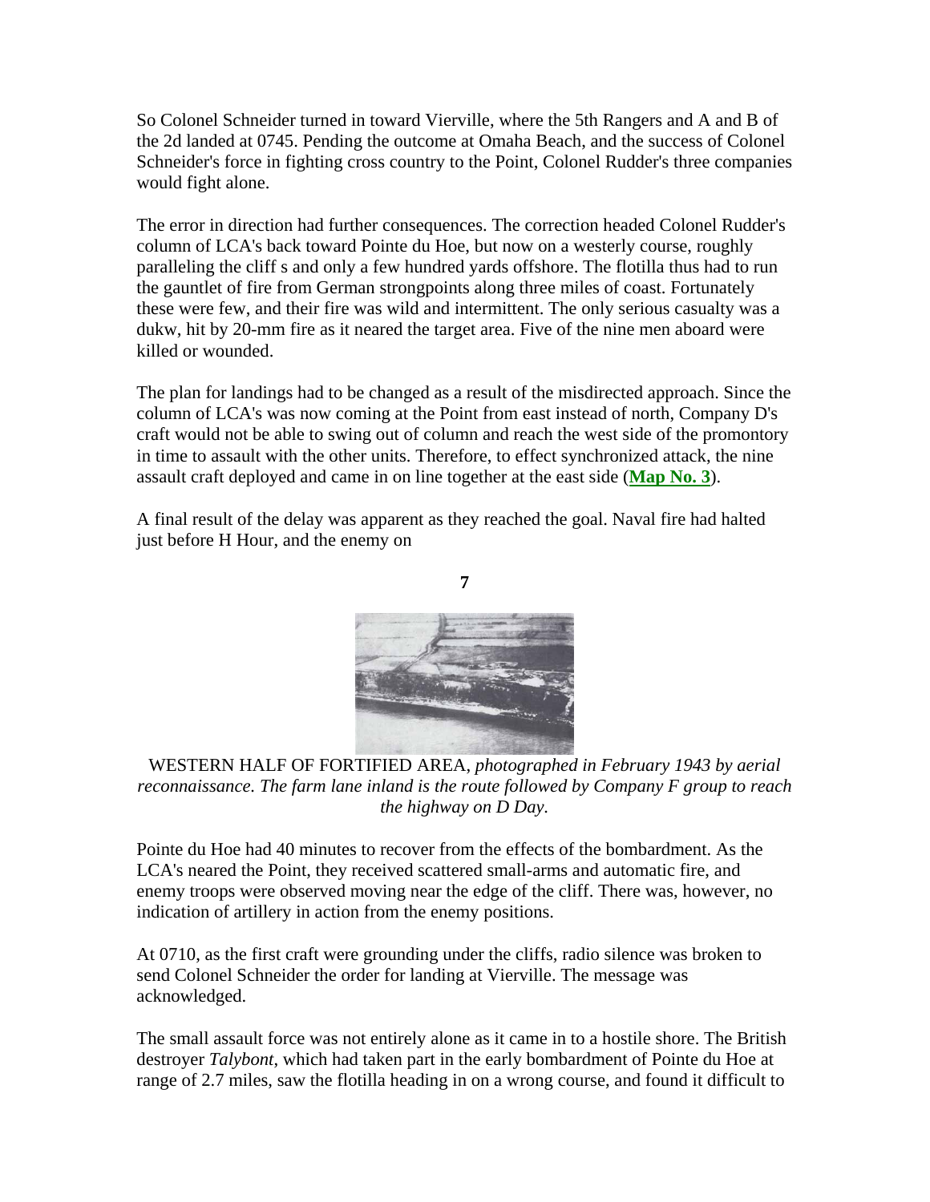So Colonel Schneider turned in toward Vierville, where the 5th Rangers and A and B of the 2d landed at 0745. Pending the outcome at Omaha Beach, and the success of Colonel Schneider's force in fighting cross country to the Point, Colonel Rudder's three companies would fight alone.

The error in direction had further consequences. The correction headed Colonel Rudder's column of LCA's back toward Pointe du Hoe, but now on a westerly course, roughly paralleling the cliff s and only a few hundred yards offshore. The flotilla thus had to run the gauntlet of fire from German strongpoints along three miles of coast. Fortunately these were few, and their fire was wild and intermittent. The only serious casualty was a dukw, hit by 20-mm fire as it neared the target area. Five of the nine men aboard were killed or wounded.

The plan for landings had to be changed as a result of the misdirected approach. Since the column of LCA's was now coming at the Point from east instead of north, Company D's craft would not be able to swing out of column and reach the west side of the promontory in time to assault with the other units. Therefore, to effect synchronized attack, the nine assault craft deployed and came in on line together at the east side (**Map No. 3**).

A final result of the delay was apparent as they reached the goal. Naval fire had halted just before H Hour, and the enemy on

WESTERN HALF OF FORTIFIED AREA, *photographed in February 1943 by aerial reconnaissance. The farm lane inland is the route followed by Company F group to reach the highway on D Day.*

Pointe du Hoe had 40 minutes to recover from the effects of the bombardment. As the LCA's neared the Point, they received scattered small-arms and automatic fire, and enemy troops were observed moving near the edge of the cliff. There was, however, no indication of artillery in action from the enemy positions.

At 0710, as the first craft were grounding under the cliffs, radio silence was broken to send Colonel Schneider the order for landing at Vierville. The message was acknowledged.

The small assault force was not entirely alone as it came in to a hostile shore. The British destroyer *Talybont*, which had taken part in the early bombardment of Pointe du Hoe at range of 2.7 miles, saw the flotilla heading in on a wrong course, and found it difficult to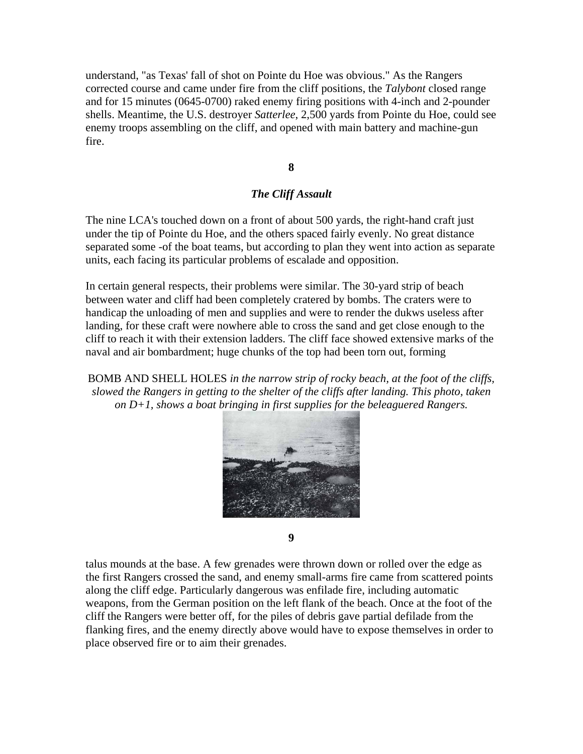understand, "as Texas' fall of shot on Pointe du Hoe was obvious." As the Rangers corrected course and came under fire from the cliff positions, the *Talybont* closed range and for 15 minutes (0645-0700) raked enemy firing positions with 4-inch and 2-pounder shells. Meantime, the U.S. destroyer *Satterlee*, 2,500 yards from Pointe du Hoe, could see enemy troops assembling on the cliff, and opened with main battery and machine-gun fire.

### *The Cliff Assault*

The nine LCA's touched down on a front of about 500 yards, the right-hand craft just under the tip of Pointe du Hoe, and the others spaced fairly evenly. No great distance separated some -of the boat teams, but according to plan they went into action as separate units, each facing its particular problems of escalade and opposition.

In certain general respects, their problems were similar. The 30-yard strip of beach between water and cliff had been completely cratered by bombs. The craters were to handicap the unloading of men and supplies and were to render the dukws useless after landing, for these craft were nowhere able to cross the sand and get close enough to the cliff to reach it with their extension ladders. The cliff face showed extensive marks of the naval and air bombardment; huge chunks of the top had been torn out, forming talus mounds at the base. A few grenades were thrown down or rolled over the edge as the first Rangers crossed the sand, and enemy small-arms fire came from scattered points along the cliff edge. Particularly dangerous was enfilade fire, including automatic weapons, from the German position on the left flank of the beach. Once at the foot of the cliff the Rangers were better off, for the piles of debris gave partial defilade from the flanking fires, and the enemy directly above would have to expose themselves in order to place observed fire or to aim their grenades.

BOMB AND SHELL HOLES *in the narrow strip of rocky beach, at the foot of the cliffs, slowed the Rangers in getting to the shelter of the cliffs after landing. This photo, taken on D+1, shows a boat bringing in first supplies for the beleaguered Rangers.*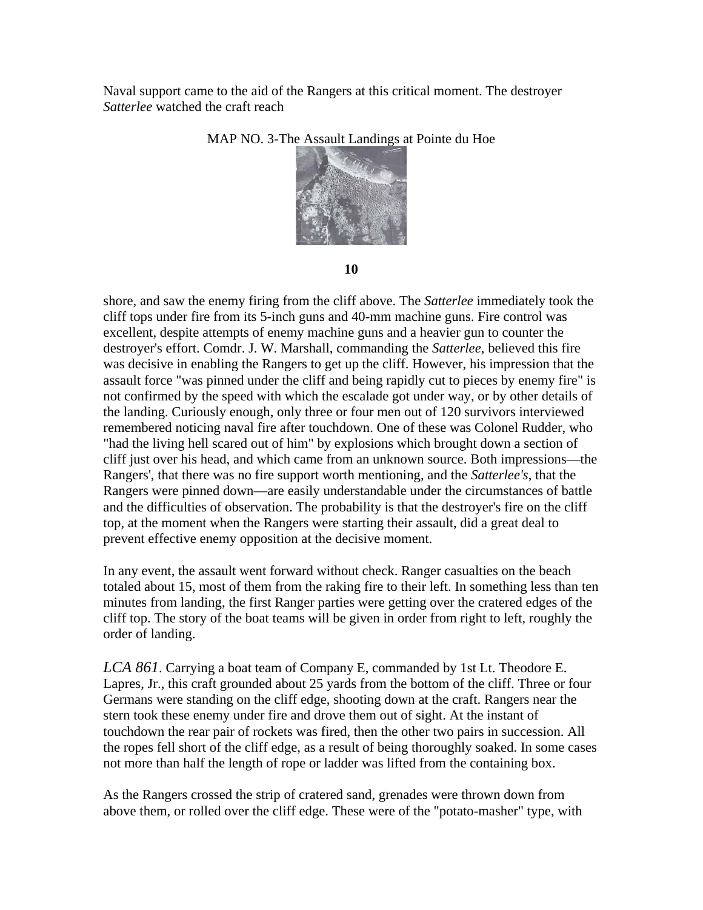Naval support came to the aid of the Rangers at this critical moment. The destroyer *Satterlee* watched the craft reach

MAP NO. 3-The Assault Landings at Pointe du Hoe

shore, and saw the enemy firing from the cliff above. The *Satterlee* immediately took the cliff tops under fire from its 5-inch guns and 40-mm machine guns. Fire control was excellent, despite attempts of enemy machine guns and a heavier gun to counter the destroyer's effort. Comdr. J. W. Marshall, commanding the *Satterlee*, believed this fire was decisive in enabling the Rangers to get up the cliff. However, his impression that the assault force "was pinned under the cliff and being rapidly cut to pieces by enemy fire" is not confirmed by the speed with which the escalade got under way, or by other details of the landing. Curiously enough, only three or four men out of 120 survivors interviewed remembered noticing naval fire after touchdown. One of these was Colonel Rudder, who "had the living hell scared out of him" by explosions which brought down a section of cliff just over his head, and which came from an unknown source. Both impressions—the Rangers', that there was no fire support worth mentioning, and the *Satterlee's*, that the Rangers were pinned down—are easily understandable under the circumstances of battle and the difficulties of observation. The probability is that the destroyer's fire on the cliff top, at the moment when the Rangers were starting their assault, did a great deal to prevent effective enemy opposition at the decisive moment.

In any event, the assault went forward without check. Ranger casualties on the beach totaled about 15, most of them from the raking fire to their left. In something less than ten minutes from landing, the first Ranger parties were getting over the cratered edges of the cliff top. The story of the boat teams will be given in order from right to left, roughly the order of landing.

*LCA 861*. Carrying a boat team of Company E, commanded by 1st Lt. Theodore E. Lapres, Jr., this craft grounded about 25 yards from the bottom of the cliff. Three or four Germans were standing on the cliff edge, shooting down at the craft. Rangers near the stern took these enemy under fire and drove them out of sight. At the instant of touchdown the rear pair of rockets was fired, then the other two pairs in succession. All the ropes fell short of the cliff edge, as a result of being thoroughly soaked. In some cases not more than half the length of rope or ladder was lifted from the containing box.

As the Rangers crossed the strip of cratered sand, grenades were thrown down from above them, or rolled over the cliff edge. These were of the "potato-masher" type, with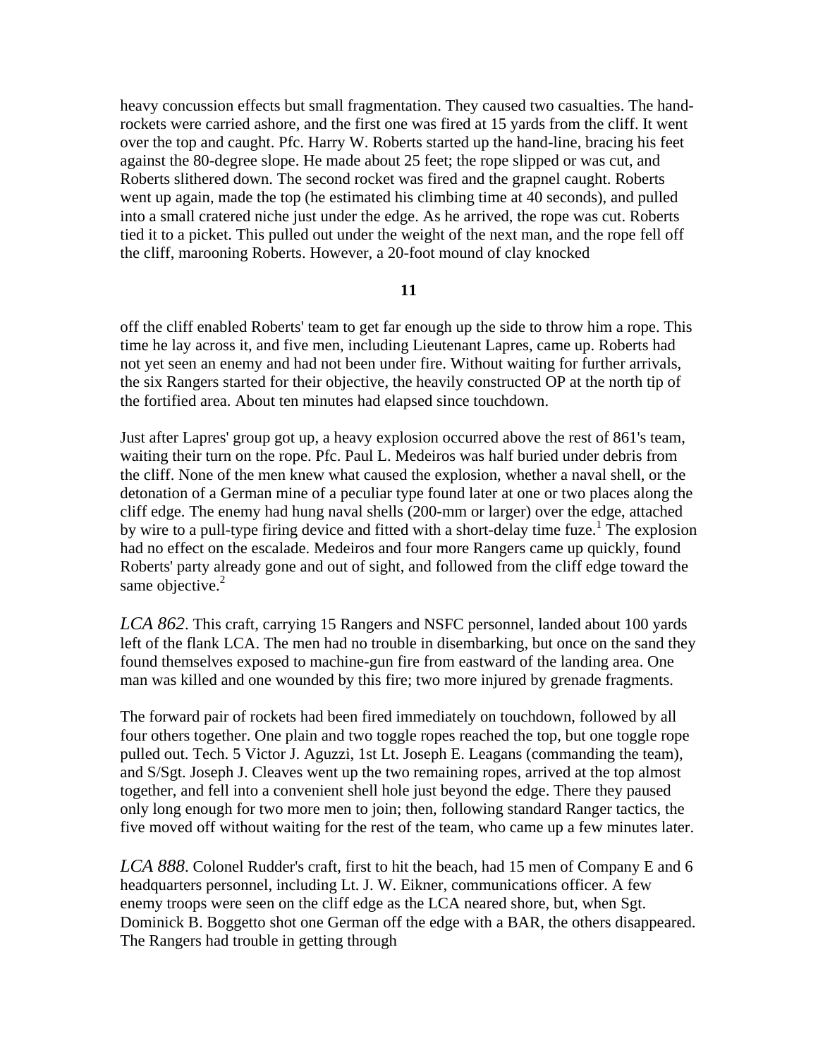heavy concussion effects but small fragmentation. They caused two casualties. The hand-rockets were carried ashore, and the first one was fired at 15 yards from the cliff. It went over the top and caught. Pfc. Harry W. Roberts started up the hand-line, bracing his feet against the 80-degree slope. He made about 25 feet; the rope slipped or was cut, and Roberts slithered down. The second rocket was fired and the grapnel caught. Roberts went up again, made the top (he estimated his climbing time at 40 seconds), and pulled into a small cratered niche just under the edge. As he arrived, the rope was cut. Roberts tied it to a picket. This pulled out under the weight of the next man, and the rope fell off the cliff, marooning Roberts. However, a 20-foot mound of clay knocked off the cliff enabled Roberts' team to get far enough up the side to throw him a rope. This time he lay across it, and five men, including Lieutenant Lapres, came up. Roberts had not yet seen an enemy and had not been under fire. Without waiting for further arrivals, the six Rangers started for their objective, the heavily constructed OP at the north tip of the fortified area. About ten minutes had elapsed since touchdown.

Just after Lapres' group got up, a heavy explosion occurred above the rest of 861's team, waiting their turn on the rope. Pfc. Paul L. Medeiros was half buried under debris from the cliff. None of the men knew what caused the explosion, whether a naval shell, or the detonation of a German mine of a peculiar type found later at one or two places along the cliff edge. The enemy had hung naval shells (200-mm or larger) over the edge, attached by wire to a pull-type firing device and fitted with a short-delay time fuze.[1] The explosion had no effect on the escalade. Medeiros and four more Rangers came up quickly, found Roberts' party already gone and out of sight, and followed from the cliff edge toward the same objective.[2]

*LCA 862*. This craft, carrying 15 Rangers and NSFC personnel, landed about 100 yards left of the flank LCA. The men had no trouble in disembarking, but once on the sand they found themselves exposed to machine-gun fire from eastward of the landing area. One man was killed and one wounded by this fire; two more injured by grenade fragments.

The forward pair of rockets had been fired immediately on touchdown, followed by all four others together. One plain and two toggle ropes reached the top, but one toggle rope pulled out. Tech. 5 Victor J. Aguzzi, 1st Lt. Joseph E. Leagans (commanding the team), and S/Sgt. Joseph J. Cleaves went up the two remaining ropes, arrived at the top almost together, and fell into a convenient shell hole just beyond the edge. There they paused only long enough for two more men to join; then, following standard Ranger tactics, the five moved off without waiting for the rest of the team, who came up a few minutes later.

*LCA 888*. Colonel Rudder's craft, first to hit the beach, had 15 men of Company E and 6 headquarters personnel, including Lt. J. W. Eikner, communications officer. A few enemy troops were seen on the cliff edge as the LCA neared shore, but, when Sgt. Dominick B. Boggetto shot one German off the edge with a BAR, the others disappeared. The Rangers had trouble in getting through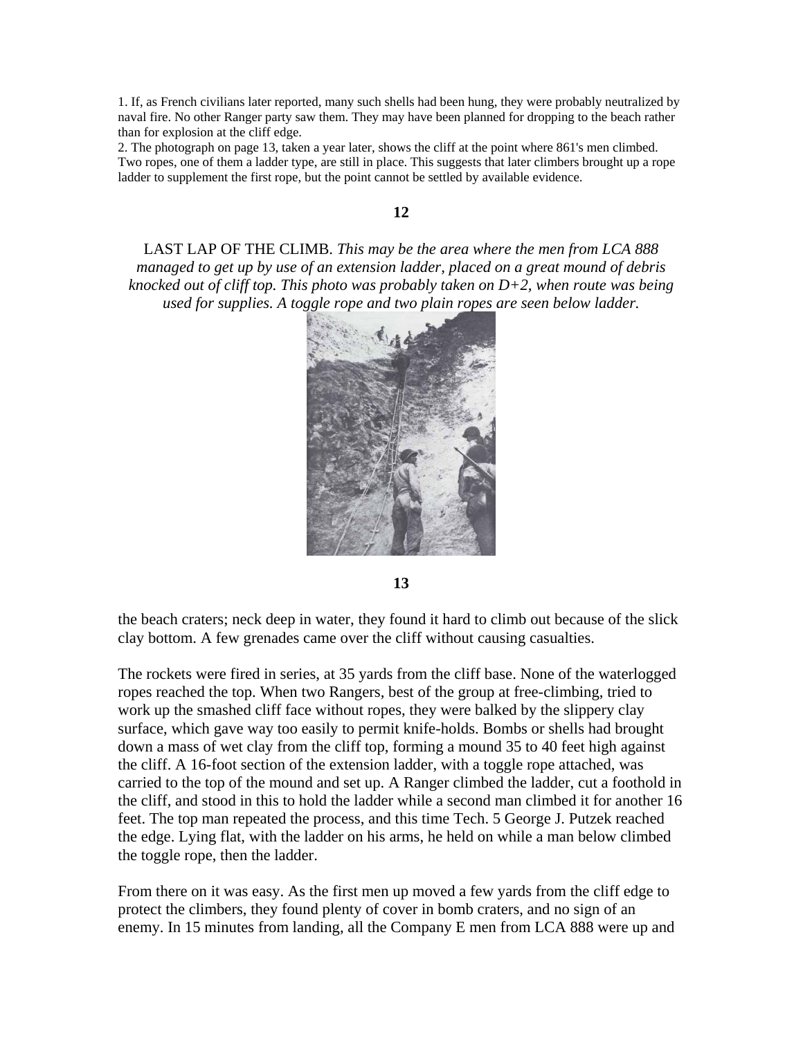1. If, as French civilians later reported, many such shells had been hung, they were probably neutralized by naval fire. No other Ranger party saw them. They may have been planned for dropping to the beach rather than for explosion at the cliff edge.
2. The photograph on page 13, taken a year later, shows the cliff at the point where 861's men climbed. Two ropes, one of them a ladder type, are still in place. This suggests that later climbers brought up a rope ladder to supplement the first rope, but the point cannot be settled by available evidence.

LAST LAP OF THE CLIMB. *This may be the area where the men from LCA 888 managed to get up by use of an extension ladder, placed on a great mound of debris knocked out of cliff top. This photo was probably taken on D+2, when route was being used for supplies. A toggle rope and two plain ropes are seen below ladder.*

the beach craters; neck deep in water, they found it hard to climb out because of the slick clay bottom. A few grenades came over the cliff without causing casualties.

The rockets were fired in series, at 35 yards from the cliff base. None of the waterlogged ropes reached the top. When two Rangers, best of the group at free-climbing, tried to work up the smashed cliff face without ropes, they were balked by the slippery clay surface, which gave way too easily to permit knife-holds. Bombs or shells had brought down a mass of wet clay from the cliff top, forming a mound 35 to 40 feet high against the cliff. A 16-foot section of the extension ladder, with a toggle rope attached, was carried to the top of the mound and set up. A Ranger climbed the ladder, cut a foothold in the cliff, and stood in this to hold the ladder while a second man climbed it for another 16 feet. The top man repeated the process, and this time Tech. 5 George J. Putzek reached the edge. Lying flat, with the ladder on his arms, he held on while a man below climbed the toggle rope, then the ladder.

From there on it was easy. As the first men up moved a few yards from the cliff edge to protect the climbers, they found plenty of cover in bomb craters, and no sign of an enemy. In 15 minutes from landing, all the Company E men from LCA 888 were up and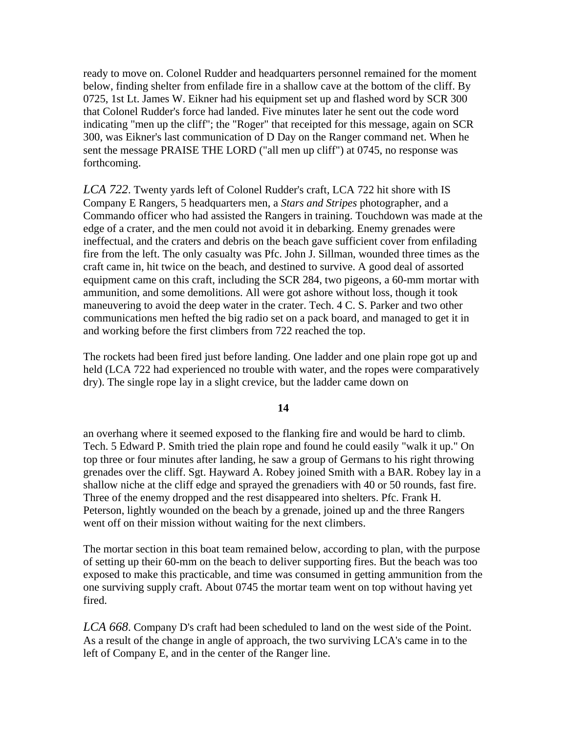ready to move on. Colonel Rudder and headquarters personnel remained for the moment below, finding shelter from enfilade fire in a shallow cave at the bottom of the cliff. By 0725, 1st Lt. James W. Eikner had his equipment set up and flashed word by SCR 300 that Colonel Rudder's force had landed. Five minutes later he sent out the code word indicating "men up the cliff"; the "Roger" that receipted for this message, again on SCR 300, was Eikner's last communication of D Day on the Ranger command net. When he sent the message PRAISE THE LORD ("all men up cliff") at 0745, no response was forthcoming.

*LCA 722*. Twenty yards left of Colonel Rudder's craft, LCA 722 hit shore with IS Company E Rangers, 5 headquarters men, a *Stars and Stripes* photographer, and a Commando officer who had assisted the Rangers in training. Touchdown was made at the edge of a crater, and the men could not avoid it in debarking. Enemy grenades were ineffectual, and the craters and debris on the beach gave sufficient cover from enfilading fire from the left. The only casualty was Pfc. John J. Sillman, wounded three times as the craft came in, hit twice on the beach, and destined to survive. A good deal of assorted equipment came on this craft, including the SCR 284, two pigeons, a 60-mm mortar with ammunition, and some demolitions. All were got ashore without loss, though it took maneuvering to avoid the deep water in the crater. Tech. 4 C. S. Parker and two other communications men hefted the big radio set on a pack board, and managed to get it in and working before the first climbers from 722 reached the top.

The rockets had been fired just before landing. One ladder and one plain rope got up and held (LCA 722 had experienced no trouble with water, and the ropes were comparatively dry). The single rope lay in a slight crevice, but the ladder came down on an overhang where it seemed exposed to the flanking fire and would be hard to climb. Tech. 5 Edward P. Smith tried the plain rope and found he could easily "walk it up." On top three or four minutes after landing, he saw a group of Germans to his right throwing grenades over the cliff. Sgt. Hayward A. Robey joined Smith with a BAR. Robey lay in a shallow niche at the cliff edge and sprayed the grenadiers with 40 or 50 rounds, fast fire. Three of the enemy dropped and the rest disappeared into shelters. Pfc. Frank H. Peterson, lightly wounded on the beach by a grenade, joined up and the three Rangers went off on their mission without waiting for the next climbers.

The mortar section in this boat team remained below, according to plan, with the purpose of setting up their 60-mm on the beach to deliver supporting fires. But the beach was too exposed to make this practicable, and time was consumed in getting ammunition from the one surviving supply craft. About 0745 the mortar team went on top without having yet fired.

*LCA 668*. Company D's craft had been scheduled to land on the west side of the Point. As a result of the change in angle of approach, the two surviving LCA's came in to the left of Company E, and in the center of the Ranger line.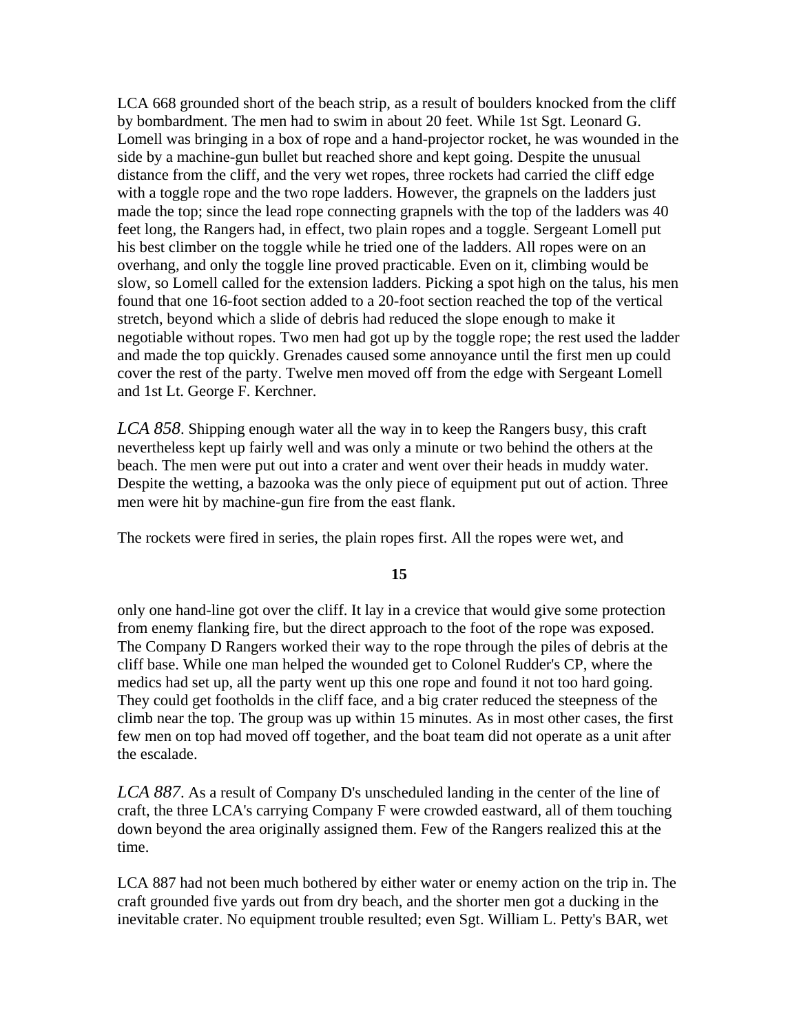LCA 668 grounded short of the beach strip, as a result of boulders knocked from the cliff by bombardment. The men had to swim in about 20 feet. While 1st Sgt. Leonard G. Lomell was bringing in a box of rope and a hand-projector rocket, he was wounded in the side by a machine-gun bullet but reached shore and kept going. Despite the unusual distance from the cliff, and the very wet ropes, three rockets had carried the cliff edge with a toggle rope and the two rope ladders. However, the grapnels on the ladders just made the top; since the lead rope connecting grapnels with the top of the ladders was 40 feet long, the Rangers had, in effect, two plain ropes and a toggle. Sergeant Lomell put his best climber on the toggle while he tried one of the ladders. All ropes were on an overhang, and only the toggle line proved practicable. Even on it, climbing would be slow, so Lomell called for the extension ladders. Picking a spot high on the talus, his men found that one 16-foot section added to a 20-foot section reached the top of the vertical stretch, beyond which a slide of debris had reduced the slope enough to make it negotiable without ropes. Two men had got up by the toggle rope; the rest used the ladder and made the top quickly. Grenades caused some annoyance until the first men up could cover the rest of the party. Twelve men moved off from the edge with Sergeant Lomell and 1st Lt. George F. Kerchner.

*LCA 858*. Shipping enough water all the way in to keep the Rangers busy, this craft nevertheless kept up fairly well and was only a minute or two behind the others at the beach. The men were put out into a crater and went over their heads in muddy water. Despite the wetting, a bazooka was the only piece of equipment put out of action. Three men were hit by machine-gun fire from the east flank.

The rockets were fired in series, the plain ropes first. All the ropes were wet, and only one hand-line got over the cliff. It lay in a crevice that would give some protection from enemy flanking fire, but the direct approach to the foot of the rope was exposed. The Company D Rangers worked their way to the rope through the piles of debris at the cliff base. While one man helped the wounded get to Colonel Rudder's CP, where the medics had set up, all the party went up this one rope and found it not too hard going. They could get footholds in the cliff face, and a big crater reduced the steepness of the climb near the top. The group was up within 15 minutes. As in most other cases, the first few men on top had moved off together, and the boat team did not operate as a unit after the escalade.

*LCA 887*. As a result of Company D's unscheduled landing in the center of the line of craft, the three LCA's carrying Company F were crowded eastward, all of them touching down beyond the area originally assigned them. Few of the Rangers realized this at the time.

LCA 887 had not been much bothered by either water or enemy action on the trip in. The craft grounded five yards out from dry beach, and the shorter men got a ducking in the inevitable crater. No equipment trouble resulted; even Sgt. William L. Petty's BAR, wet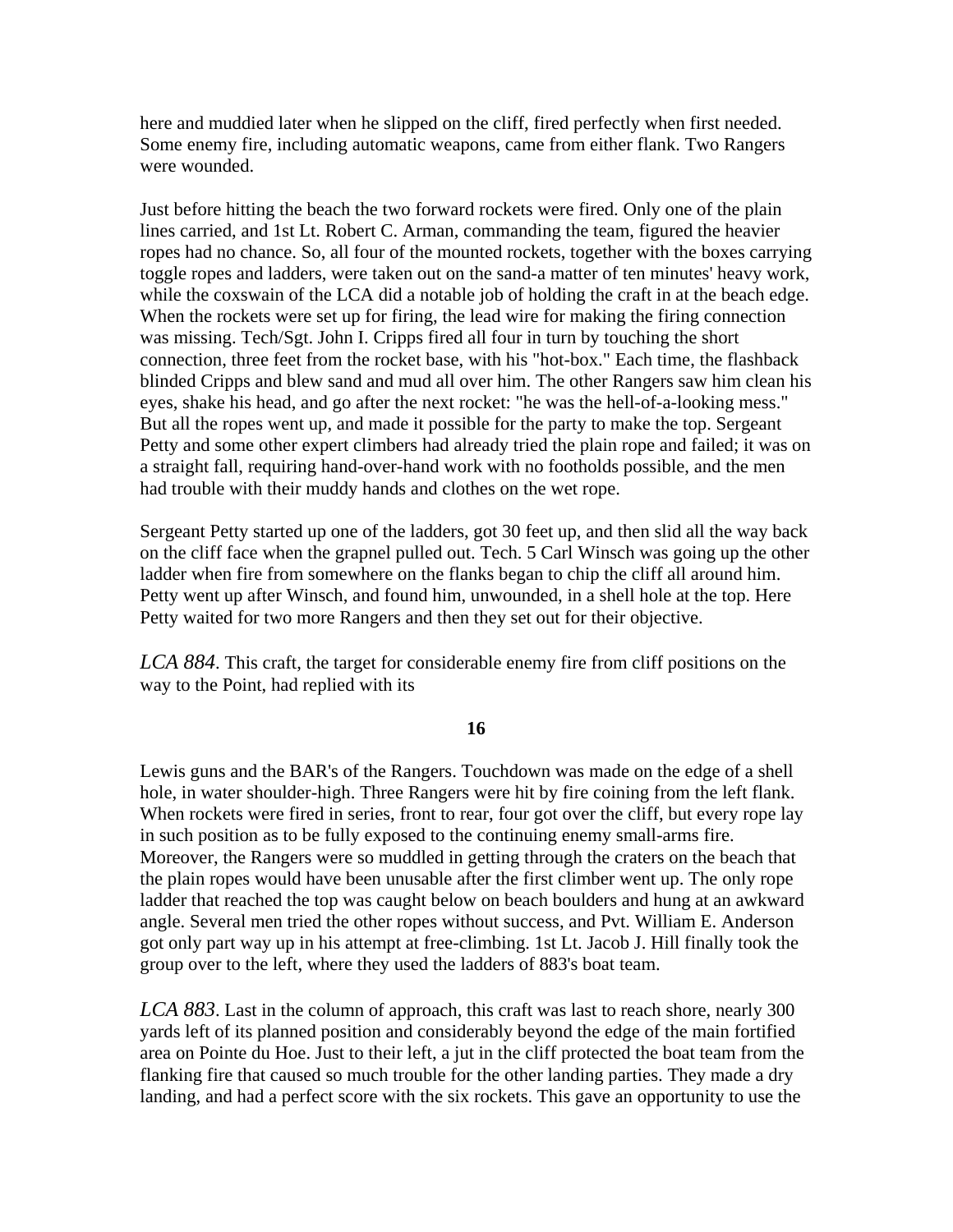here and muddied later when he slipped on the cliff, fired perfectly when first needed. Some enemy fire, including automatic weapons, came from either flank. Two Rangers were wounded.

Just before hitting the beach the two forward rockets were fired. Only one of the plain lines carried, and 1st Lt. Robert C. Arman, commanding the team, figured the heavier ropes had no chance. So, all four of the mounted rockets, together with the boxes carrying toggle ropes and ladders, were taken out on the sand-a matter of ten minutes' heavy work, while the coxswain of the LCA did a notable job of holding the craft in at the beach edge. When the rockets were set up for firing, the lead wire for making the firing connection was missing. Tech/Sgt. John I. Cripps fired all four in turn by touching the short connection, three feet from the rocket base, with his "hot-box." Each time, the flashback blinded Cripps and blew sand and mud all over him. The other Rangers saw him clean his eyes, shake his head, and go after the next rocket: "he was the hell-of-a-looking mess." But all the ropes went up, and made it possible for the party to make the top. Sergeant Petty and some other expert climbers had already tried the plain rope and failed; it was on a straight fall, requiring hand-over-hand work with no footholds possible, and the men had trouble with their muddy hands and clothes on the wet rope.

Sergeant Petty started up one of the ladders, got 30 feet up, and then slid all the way back on the cliff face when the grapnel pulled out. Tech. 5 Carl Winsch was going up the other ladder when fire from somewhere on the flanks began to chip the cliff all around him. Petty went up after Winsch, and found him, unwounded, in a shell hole at the top. Here Petty waited for two more Rangers and then they set out for their objective.

*LCA 884*. This craft, the target for considerable enemy fire from cliff positions on the way to the Point, had replied with its

Lewis guns and the BAR's of the Rangers. Touchdown was made on the edge of a shell hole, in water shoulder-high. Three Rangers were hit by fire coining from the left flank. When rockets were fired in series, front to rear, four got over the cliff, but every rope lay in such position as to be fully exposed to the continuing enemy small-arms fire. Moreover, the Rangers were so muddled in getting through the craters on the beach that the plain ropes would have been unusable after the first climber went up. The only rope ladder that reached the top was caught below on beach boulders and hung at an awkward angle. Several men tried the other ropes without success, and Pvt. William E. Anderson got only part way up in his attempt at free-climbing. 1st Lt. Jacob J. Hill finally took the group over to the left, where they used the ladders of 883's boat team.

*LCA 883*. Last in the column of approach, this craft was last to reach shore, nearly 300 yards left of its planned position and considerably beyond the edge of the main fortified area on Pointe du Hoe. Just to their left, a jut in the cliff protected the boat team from the flanking fire that caused so much trouble for the other landing parties. They made a dry landing, and had a perfect score with the six rockets. This gave an opportunity to use the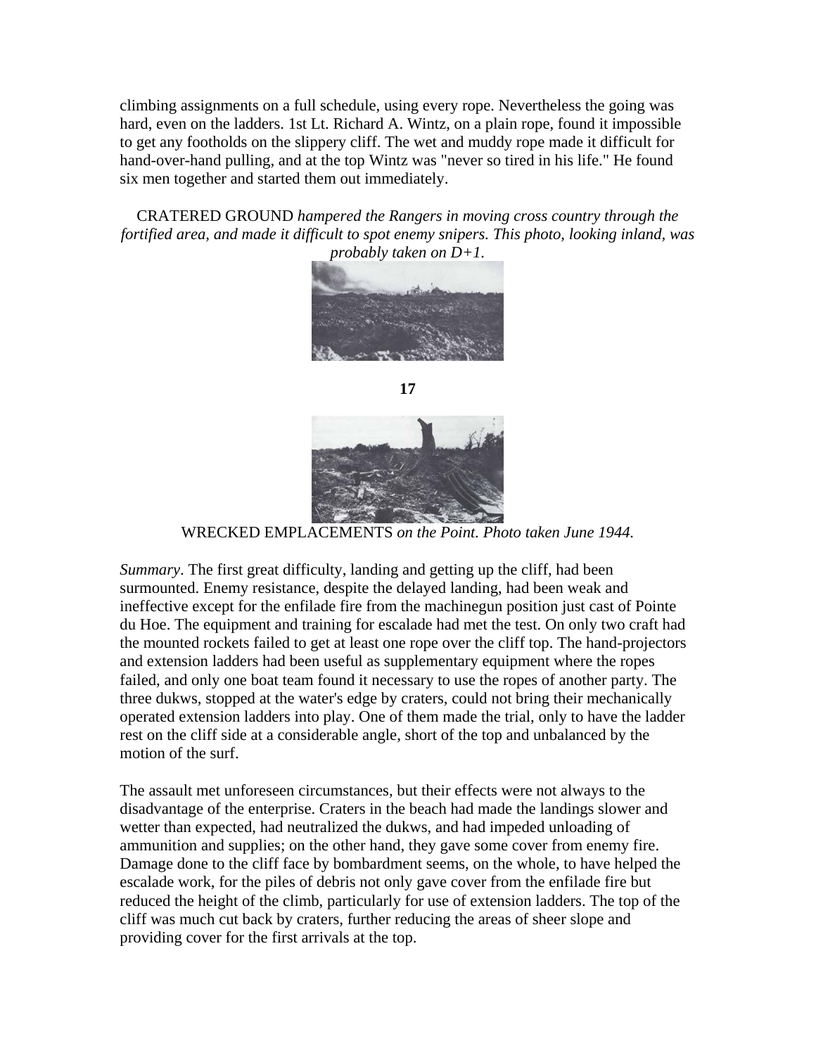climbing assignments on a full schedule, using every rope. Nevertheless the going was hard, even on the ladders. 1st Lt. Richard A. Wintz, on a plain rope, found it impossible to get any footholds on the slippery cliff. The wet and muddy rope made it difficult for hand-over-hand pulling, and at the top Wintz was "never so tired in his life." He found six men together and started them out immediately.

CRATERED GROUND *hampered the Rangers in moving cross country through the fortified area, and made it difficult to spot enemy snipers. This photo, looking inland, was probably taken on D+1.*

WRECKED EMPLACEMENTS *on the Point. Photo taken June 1944.*

*Summary*. The first great difficulty, landing and getting up the cliff, had been surmounted. Enemy resistance, despite the delayed landing, had been weak and ineffective except for the enfilade fire from the machinegun position just cast of Pointe du Hoe. The equipment and training for escalade had met the test. On only two craft had the mounted rockets failed to get at least one rope over the cliff top. The hand-projectors and extension ladders had been useful as supplementary equipment where the ropes failed, and only one boat team found it necessary to use the ropes of another party. The three dukws, stopped at the water's edge by craters, could not bring their mechanically operated extension ladders into play. One of them made the trial, only to have the ladder rest on the cliff side at a considerable angle, short of the top and unbalanced by the motion of the surf.

The assault met unforeseen circumstances, but their effects were not always to the disadvantage of the enterprise. Craters in the beach had made the landings slower and wetter than expected, had neutralized the dukws, and had impeded unloading of ammunition and supplies; on the other hand, they gave some cover from enemy fire. Damage done to the cliff face by bombardment seems, on the whole, to have helped the escalade work, for the piles of debris not only gave cover from the enfilade fire but reduced the height of the climb, particularly for use of extension ladders. The top of the cliff was much cut back by craters, further reducing the areas of sheer slope and providing cover for the first arrivals at the top.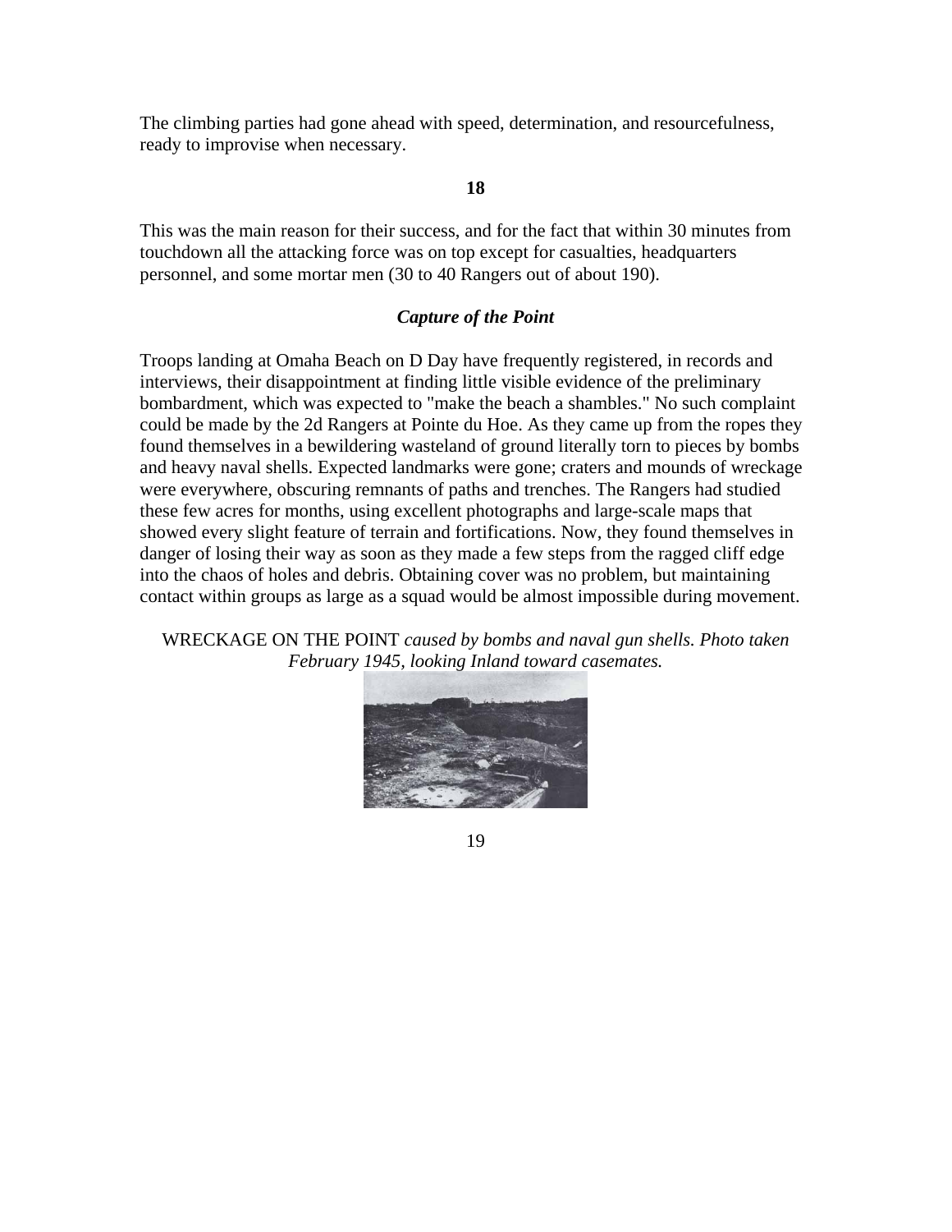The climbing parties had gone ahead with speed, determination, and resourcefulness, ready to improvise when necessary.

**18**

This was the main reason for their success, and for the fact that within 30 minutes from touchdown all the attacking force was on top except for casualties, headquarters personnel, and some mortar men (30 to 40 Rangers out of about 190).

### *Capture of the Point*

Troops landing at Omaha Beach on D Day have frequently registered, in records and interviews, their disappointment at finding little visible evidence of the preliminary bombardment, which was expected to "make the beach a shambles." No such complaint could be made by the 2d Rangers at Pointe du Hoe. As they came up from the ropes they found themselves in a bewildering wasteland of ground literally torn to pieces by bombs and heavy naval shells. Expected landmarks were gone; craters and mounds of wreckage were everywhere, obscuring remnants of paths and trenches. The Rangers had studied these few acres for months, using excellent photographs and large-scale maps that showed every slight feature of terrain and fortifications. Now, they found themselves in danger of losing their way as soon as they made a few steps from the ragged cliff edge into the chaos of holes and debris. Obtaining cover was no problem, but maintaining contact within groups as large as a squad would be almost impossible during movement.

WRECKAGE ON THE POINT *caused by bombs and naval gun shells. Photo taken February 1945, looking Inland toward casemates.*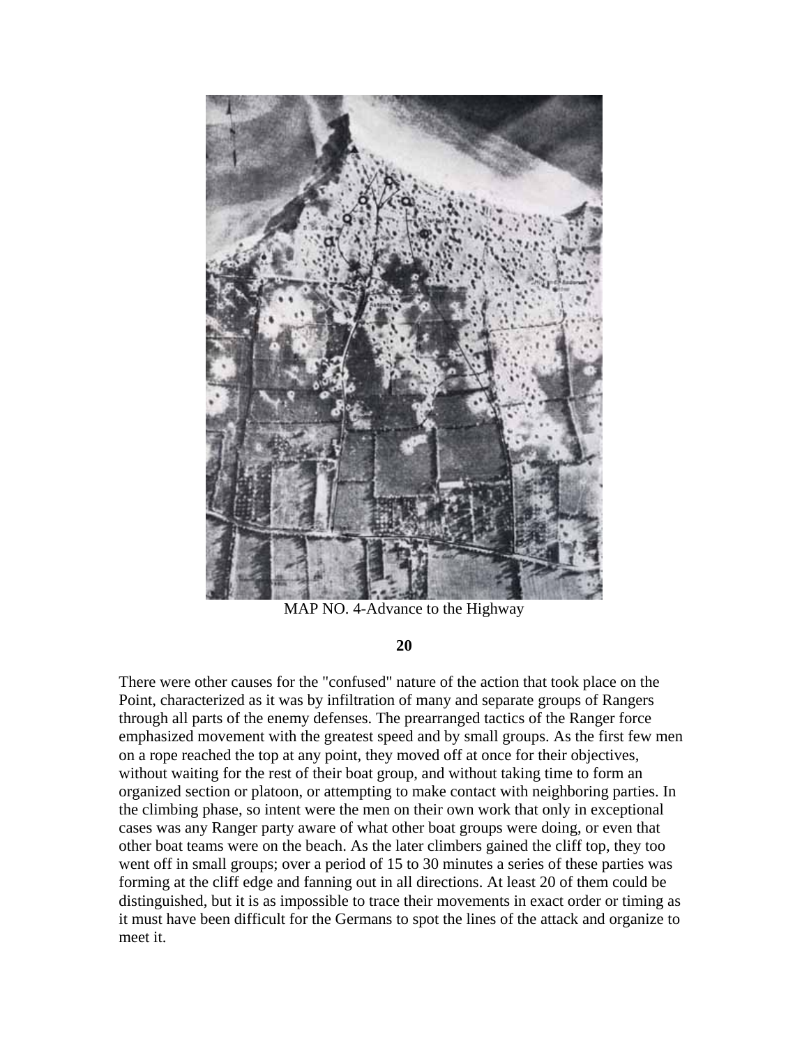MAP NO. 4-Advance to the Highway

There were other causes for the "confused" nature of the action that took place on the Point, characterized as it was by infiltration of many and separate groups of Rangers through all parts of the enemy defenses. The prearranged tactics of the Ranger force emphasized movement with the greatest speed and by small groups. As the first few men on a rope reached the top at any point, they moved off at once for their objectives, without waiting for the rest of their boat group, and without taking time to form an organized section or platoon, or attempting to make contact with neighboring parties. In the climbing phase, so intent were the men on their own work that only in exceptional cases was any Ranger party aware of what other boat groups were doing, or even that other boat teams were on the beach. As the later climbers gained the cliff top, they too went off in small groups; over a period of 15 to 30 minutes a series of these parties was forming at the cliff edge and fanning out in all directions. At least 20 of them could be distinguished, but it is as impossible to trace their movements in exact order or timing as it must have been difficult for the Germans to spot the lines of the attack and organize to meet it.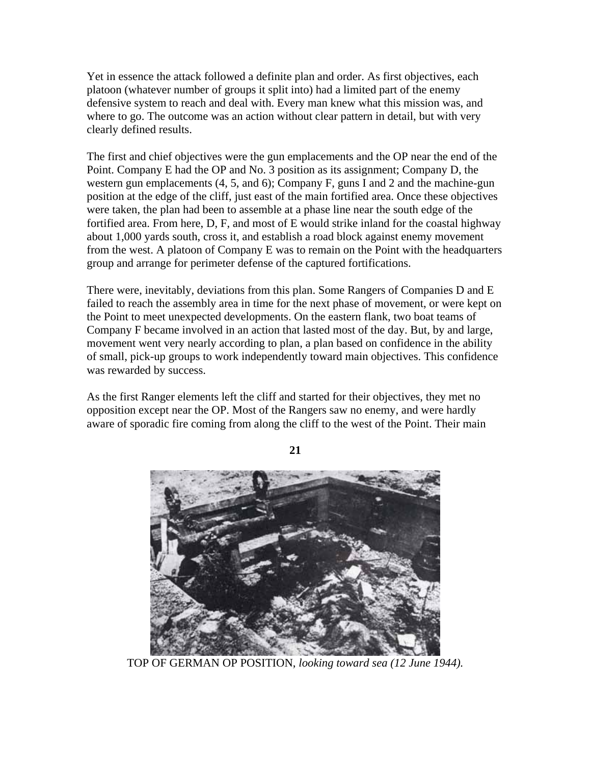Yet in essence the attack followed a definite plan and order. As first objectives, each platoon (whatever number of groups it split into) had a limited part of the enemy defensive system to reach and deal with. Every man knew what this mission was, and where to go. The outcome was an action without clear pattern in detail, but with very clearly defined results.

The first and chief objectives were the gun emplacements and the OP near the end of the Point. Company E had the OP and No. 3 position as its assignment; Company D, the western gun emplacements (4, 5, and 6); Company F, guns I and 2 and the machine-gun position at the edge of the cliff, just east of the main fortified area. Once these objectives were taken, the plan had been to assemble at a phase line near the south edge of the fortified area. From here, D, F, and most of E would strike inland for the coastal highway about 1,000 yards south, cross it, and establish a road block against enemy movement from the west. A platoon of Company E was to remain on the Point with the headquarters group and arrange for perimeter defense of the captured fortifications.

There were, inevitably, deviations from this plan. Some Rangers of Companies D and E failed to reach the assembly area in time for the next phase of movement, or were kept on the Point to meet unexpected developments. On the eastern flank, two boat teams of Company F became involved in an action that lasted most of the day. But, by and large, movement went very nearly according to plan, a plan based on confidence in the ability of small, pick-up groups to work independently toward main objectives. This confidence was rewarded by success.

As the first Ranger elements left the cliff and started for their objectives, they met no opposition except near the OP. Most of the Rangers saw no enemy, and were hardly aware of sporadic fire coming from along the cliff to the west of the Point. Their main

TOP OF GERMAN OP POSITION, *looking toward sea (12 June 1944).*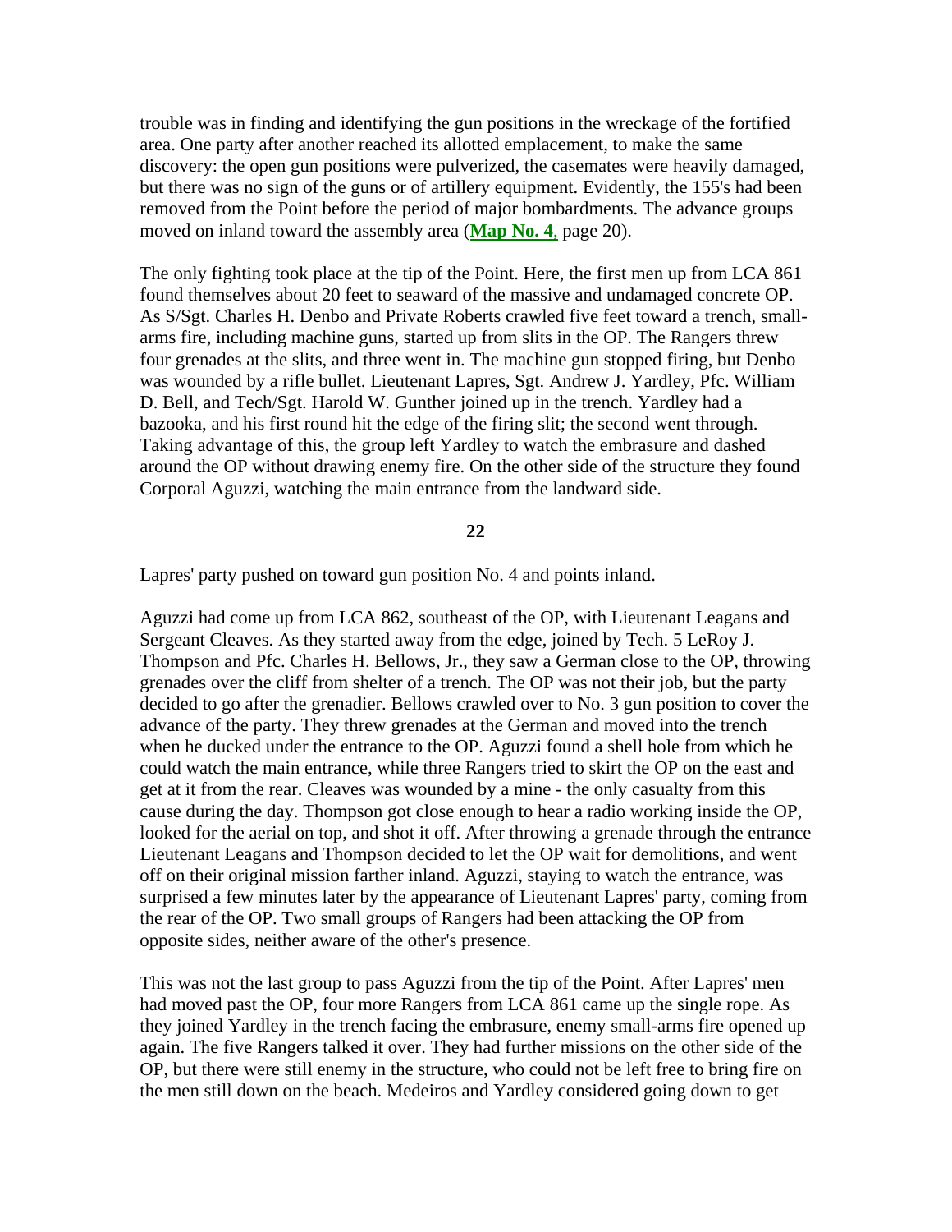trouble was in finding and identifying the gun positions in the wreckage of the fortified area. One party after another reached its allotted emplacement, to make the same discovery: the open gun positions were pulverized, the casemates were heavily damaged, but there was no sign of the guns or of artillery equipment. Evidently, the 155's had been removed from the Point before the period of major bombardments. The advance groups moved on inland toward the assembly area (**Map No. 4**, page 20).

The only fighting took place at the tip of the Point. Here, the first men up from LCA 861 found themselves about 20 feet to seaward of the massive and undamaged concrete OP. As S/Sgt. Charles H. Denbo and Private Roberts crawled five feet toward a trench, small-arms fire, including machine guns, started up from slits in the OP. The Rangers threw four grenades at the slits, and three went in. The machine gun stopped firing, but Denbo was wounded by a rifle bullet. Lieutenant Lapres, Sgt. Andrew J. Yardley, Pfc. William D. Bell, and Tech/Sgt. Harold W. Gunther joined up in the trench. Yardley had a bazooka, and his first round hit the edge of the firing slit; the second went through. Taking advantage of this, the group left Yardley to watch the embrasure and dashed around the OP without drawing enemy fire. On the other side of the structure they found Corporal Aguzzi, watching the main entrance from the landward side.

Lapres' party pushed on toward gun position No. 4 and points inland.

Aguzzi had come up from LCA 862, southeast of the OP, with Lieutenant Leagans and Sergeant Cleaves. As they started away from the edge, joined by Tech. 5 LeRoy J. Thompson and Pfc. Charles H. Bellows, Jr., they saw a German close to the OP, throwing grenades over the cliff from shelter of a trench. The OP was not their job, but the party decided to go after the grenadier. Bellows crawled over to No. 3 gun position to cover the advance of the party. They threw grenades at the German and moved into the trench when he ducked under the entrance to the OP. Aguzzi found a shell hole from which he could watch the main entrance, while three Rangers tried to skirt the OP on the east and get at it from the rear. Cleaves was wounded by a mine - the only casualty from this cause during the day. Thompson got close enough to hear a radio working inside the OP, looked for the aerial on top, and shot it off. After throwing a grenade through the entrance Lieutenant Leagans and Thompson decided to let the OP wait for demolitions, and went off on their original mission farther inland. Aguzzi, staying to watch the entrance, was surprised a few minutes later by the appearance of Lieutenant Lapres' party, coming from the rear of the OP. Two small groups of Rangers had been attacking the OP from opposite sides, neither aware of the other's presence.

This was not the last group to pass Aguzzi from the tip of the Point. After Lapres' men had moved past the OP, four more Rangers from LCA 861 came up the single rope. As they joined Yardley in the trench facing the embrasure, enemy small-arms fire opened up again. The five Rangers talked it over. They had further missions on the other side of the OP, but there were still enemy in the structure, who could not be left free to bring fire on the men still down on the beach. Medeiros and Yardley considered going down to get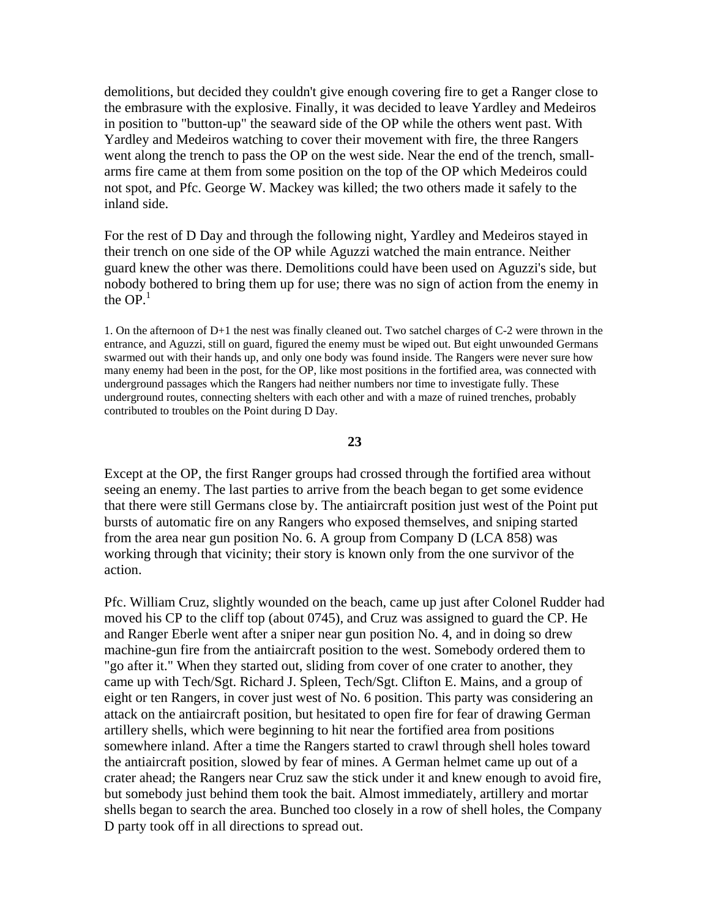demolitions, but decided they couldn't give enough covering fire to get a Ranger close to the embrasure with the explosive. Finally, it was decided to leave Yardley and Medeiros in position to "button-up" the seaward side of the OP while the others went past. With Yardley and Medeiros watching to cover their movement with fire, the three Rangers went along the trench to pass the OP on the west side. Near the end of the trench, small-arms fire came at them from some position on the top of the OP which Medeiros could not spot, and Pfc. George W. Mackey was killed; the two others made it safely to the inland side.

For the rest of D Day and through the following night, Yardley and Medeiros stayed in their trench on one side of the OP while Aguzzi watched the main entrance. Neither guard knew the other was there. Demolitions could have been used on Aguzzi's side, but nobody bothered to bring them up for use; there was no sign of action from the enemy in the OP.[1]

1. On the afternoon of D+1 the nest was finally cleaned out. Two satchel charges of C-2 were thrown in the entrance, and Aguzzi, still on guard, figured the enemy must be wiped out. But eight unwounded Germans swarmed out with their hands up, and only one body was found inside. The Rangers were never sure how many enemy had been in the post, for the OP, like most positions in the fortified area, was connected with underground passages which the Rangers had neither numbers nor time to investigate fully. These underground routes, connecting shelters with each other and with a maze of ruined trenches, probably contributed to troubles on the Point during D Day.

## 23

Except at the OP, the first Ranger groups had crossed through the fortified area without seeing an enemy. The last parties to arrive from the beach began to get some evidence that there were still Germans close by. The antiaircraft position just west of the Point put bursts of automatic fire on any Rangers who exposed themselves, and sniping started from the area near gun position No. 6. A group from Company D (LCA 858) was working through that vicinity; their story is known only from the one survivor of the action.

Pfc. William Cruz, slightly wounded on the beach, came up just after Colonel Rudder had moved his CP to the cliff top (about 0745), and Cruz was assigned to guard the CP. He and Ranger Eberle went after a sniper near gun position No. 4, and in doing so drew machine-gun fire from the antiaircraft position to the west. Somebody ordered them to "go after it." When they started out, sliding from cover of one crater to another, they came up with Tech/Sgt. Richard J. Spleen, Tech/Sgt. Clifton E. Mains, and a group of eight or ten Rangers, in cover just west of No. 6 position. This party was considering an attack on the antiaircraft position, but hesitated to open fire for fear of drawing German artillery shells, which were beginning to hit near the fortified area from positions somewhere inland. After a time the Rangers started to crawl through shell holes toward the antiaircraft position, slowed by fear of mines. A German helmet came up out of a crater ahead; the Rangers near Cruz saw the stick under it and knew enough to avoid fire, but somebody just behind them took the bait. Almost immediately, artillery and mortar shells began to search the area. Bunched too closely in a row of shell holes, the Company D party took off in all directions to spread out.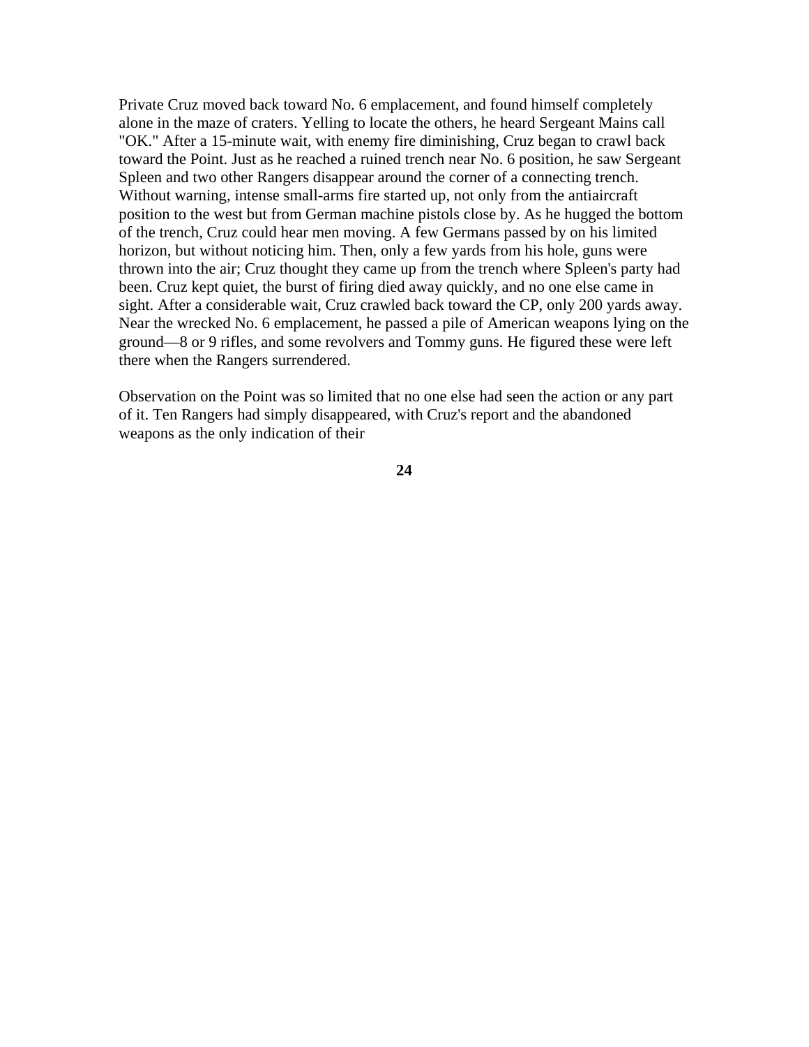Private Cruz moved back toward No. 6 emplacement, and found himself completely alone in the maze of craters. Yelling to locate the others, he heard Sergeant Mains call "OK." After a 15-minute wait, with enemy fire diminishing, Cruz began to crawl back toward the Point. Just as he reached a ruined trench near No. 6 position, he saw Sergeant Spleen and two other Rangers disappear around the corner of a connecting trench. Without warning, intense small-arms fire started up, not only from the antiaircraft position to the west but from German machine pistols close by. As he hugged the bottom of the trench, Cruz could hear men moving. A few Germans passed by on his limited horizon, but without noticing him. Then, only a few yards from his hole, guns were thrown into the air; Cruz thought they came up from the trench where Spleen's party had been. Cruz kept quiet, the burst of firing died away quickly, and no one else came in sight. After a considerable wait, Cruz crawled back toward the CP, only 200 yards away. Near the wrecked No. 6 emplacement, he passed a pile of American weapons lying on the ground—8 or 9 rifles, and some revolvers and Tommy guns. He figured these were left there when the Rangers surrendered.

Observation on the Point was so limited that no one else had seen the action or any part of it. Ten Rangers had simply disappeared, with Cruz's report and the abandoned weapons as the only indication of their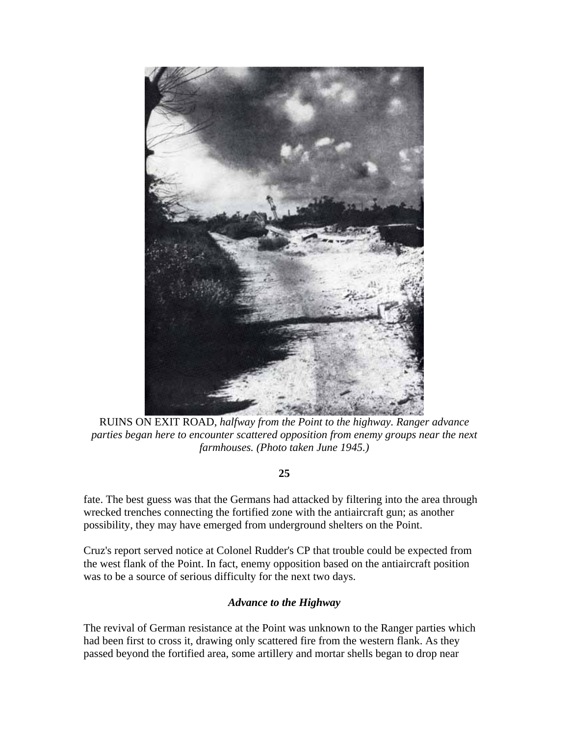RUINS ON EXIT ROAD, *halfway from the Point to the highway. Ranger advance parties began here to encounter scattered opposition from enemy groups near the next farmhouses. (Photo taken June 1945.)*

fate. The best guess was that the Germans had attacked by filtering into the area through wrecked trenches connecting the fortified zone with the antiaircraft gun; as another possibility, they may have emerged from underground shelters on the Point.

Cruz's report served notice at Colonel Rudder's CP that trouble could be expected from the west flank of the Point. In fact, enemy opposition based on the antiaircraft position was to be a source of serious difficulty for the next two days.

### *Advance to the Highway*

The revival of German resistance at the Point was unknown to the Ranger parties which had been first to cross it, drawing only scattered fire from the western flank. As they passed beyond the fortified area, some artillery and mortar shells began to drop near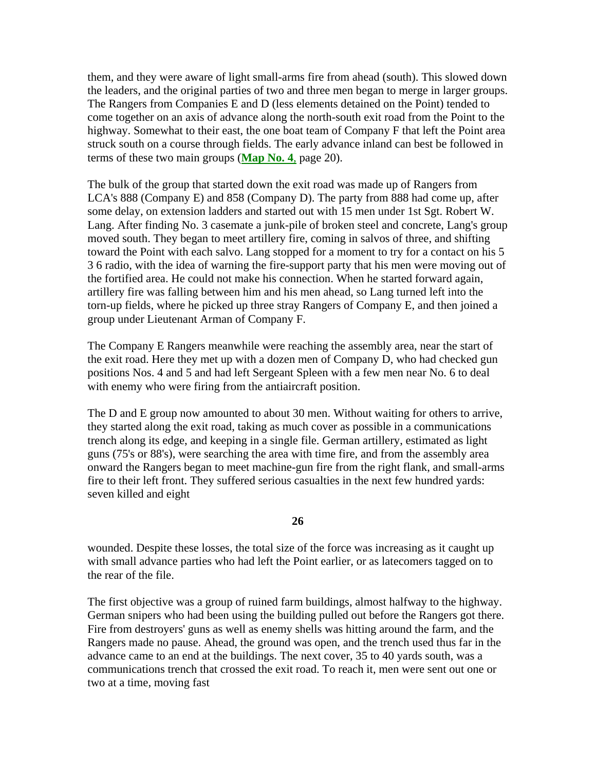them, and they were aware of light small-arms fire from ahead (south). This slowed down the leaders, and the original parties of two and three men began to merge in larger groups. The Rangers from Companies E and D (less elements detained on the Point) tended to come together on an axis of advance along the north-south exit road from the Point to the highway. Somewhat to their east, the one boat team of Company F that left the Point area struck south on a course through fields. The early advance inland can best be followed in terms of these two main groups (**Map No. 4**, page 20).

The bulk of the group that started down the exit road was made up of Rangers from LCA's 888 (Company E) and 858 (Company D). The party from 888 had come up, after some delay, on extension ladders and started out with 15 men under 1st Sgt. Robert W. Lang. After finding No. 3 casemate a junk-pile of broken steel and concrete, Lang's group moved south. They began to meet artillery fire, coming in salvos of three, and shifting toward the Point with each salvo. Lang stopped for a moment to try for a contact on his 5 3 6 radio, with the idea of warning the fire-support party that his men were moving out of the fortified area. He could not make his connection. When he started forward again, artillery fire was falling between him and his men ahead, so Lang turned left into the torn-up fields, where he picked up three stray Rangers of Company E, and then joined a group under Lieutenant Arman of Company F.

The Company E Rangers meanwhile were reaching the assembly area, near the start of the exit road. Here they met up with a dozen men of Company D, who had checked gun positions Nos. 4 and 5 and had left Sergeant Spleen with a few men near No. 6 to deal with enemy who were firing from the antiaircraft position.

The D and E group now amounted to about 30 men. Without waiting for others to arrive, they started along the exit road, taking as much cover as possible in a communications trench along its edge, and keeping in a single file. German artillery, estimated as light guns (75's or 88's), were searching the area with time fire, and from the assembly area onward the Rangers began to meet machine-gun fire from the right flank, and small-arms fire to their left front. They suffered serious casualties in the next few hundred yards: seven killed and eight wounded. Despite these losses, the total size of the force was increasing as it caught up with small advance parties who had left the Point earlier, or as latecomers tagged on to the rear of the file.

The first objective was a group of ruined farm buildings, almost halfway to the highway. German snipers who had been using the building pulled out before the Rangers got there. Fire from destroyers' guns as well as enemy shells was hitting around the farm, and the Rangers made no pause. Ahead, the ground was open, and the trench used thus far in the advance came to an end at the buildings. The next cover, 35 to 40 yards south, was a communications trench that crossed the exit road. To reach it, men were sent out one or two at a time, moving fast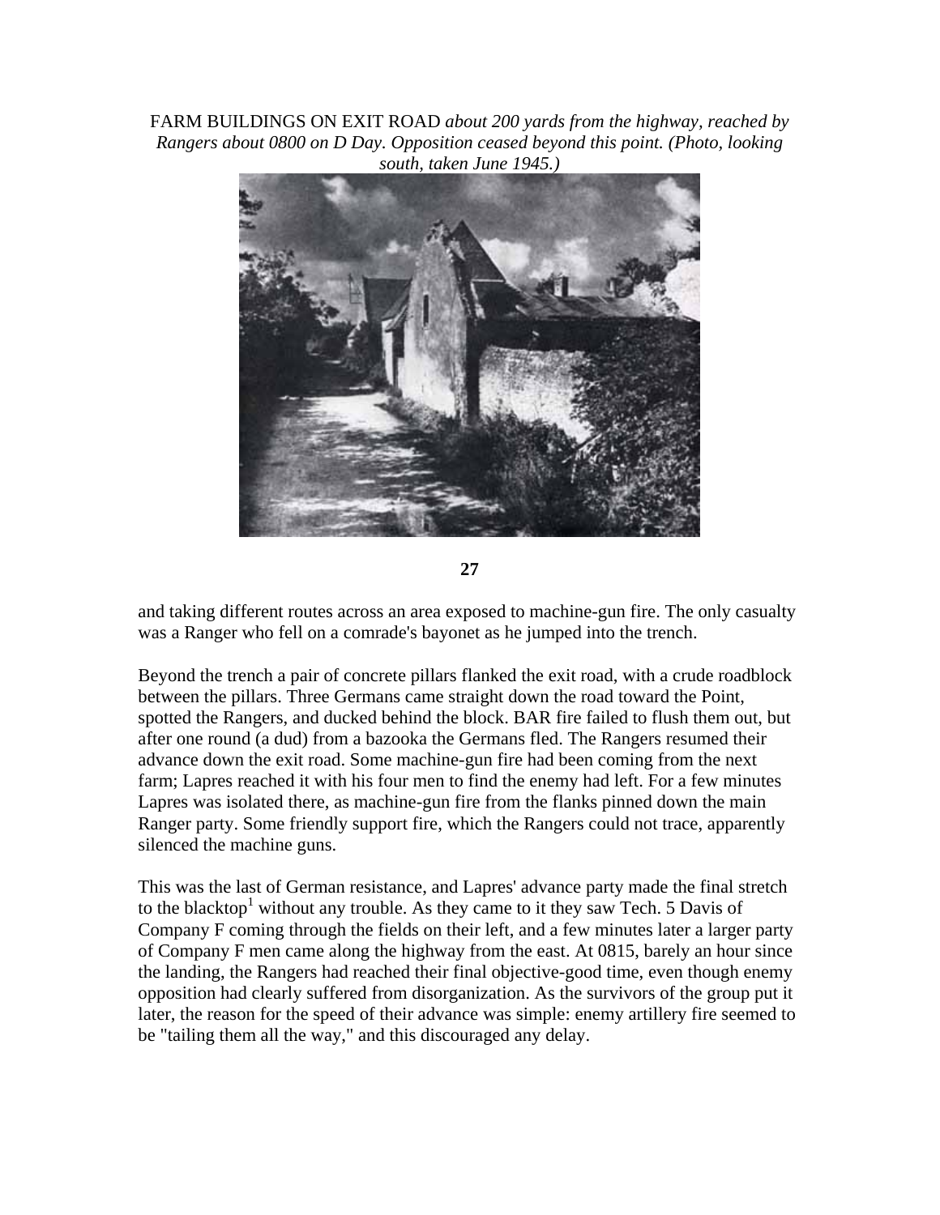FARM BUILDINGS ON EXIT ROAD *about 200 yards from the highway, reached by Rangers about 0800 on D Day. Opposition ceased beyond this point. (Photo, looking south, taken June 1945.)*

and taking different routes across an area exposed to machine-gun fire. The only casualty was a Ranger who fell on a comrade's bayonet as he jumped into the trench.

Beyond the trench a pair of concrete pillars flanked the exit road, with a crude roadblock between the pillars. Three Germans came straight down the road toward the Point, spotted the Rangers, and ducked behind the block. BAR fire failed to flush them out, but after one round (a dud) from a bazooka the Germans fled. The Rangers resumed their advance down the exit road. Some machine-gun fire had been coming from the next farm; Lapres reached it with his four men to find the enemy had left. For a few minutes Lapres was isolated there, as machine-gun fire from the flanks pinned down the main Ranger party. Some friendly support fire, which the Rangers could not trace, apparently silenced the machine guns.

This was the last of German resistance, and Lapres' advance party made the final stretch to the blacktop[1] without any trouble. As they came to it they saw Tech. 5 Davis of Company F coming through the fields on their left, and a few minutes later a larger party of Company F men came along the highway from the east. At 0815, barely an hour since the landing, the Rangers had reached their final objective-good time, even though enemy opposition had clearly suffered from disorganization. As the survivors of the group put it later, the reason for the speed of their advance was simple: enemy artillery fire seemed to be "tailing them all the way," and this discouraged any delay.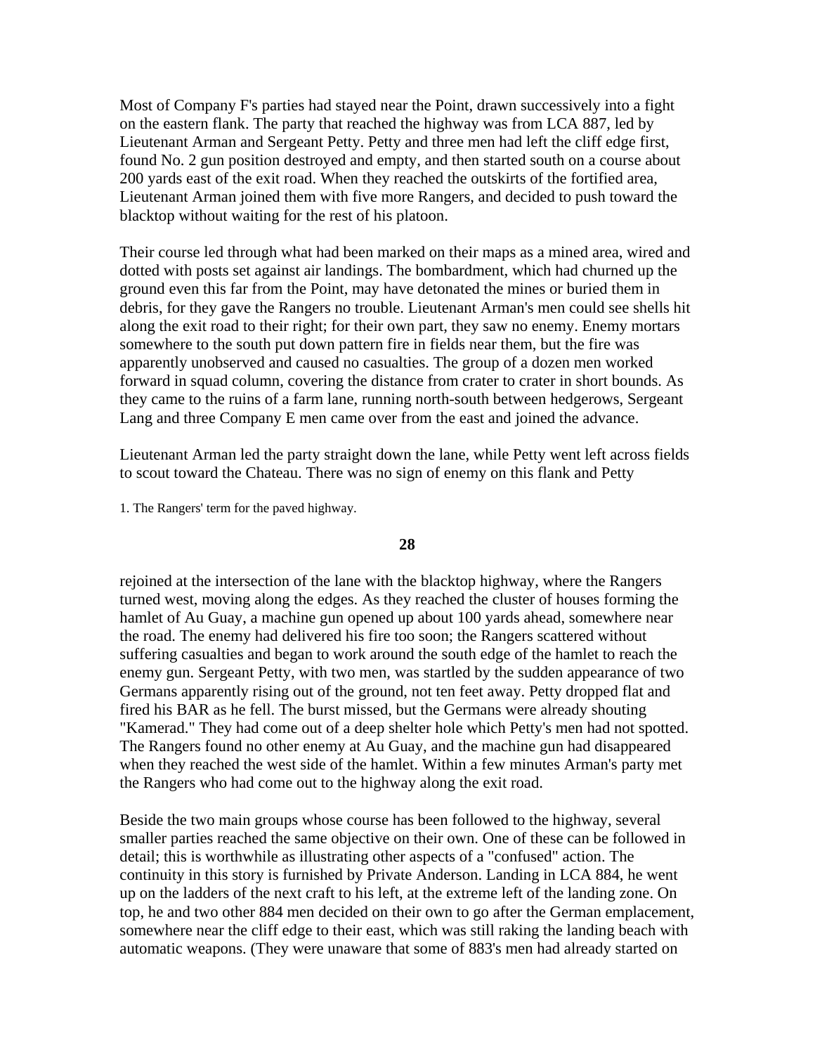Most of Company F's parties had stayed near the Point, drawn successively into a fight on the eastern flank. The party that reached the highway was from LCA 887, led by Lieutenant Arman and Sergeant Petty. Petty and three men had left the cliff edge first, found No. 2 gun position destroyed and empty, and then started south on a course about 200 yards east of the exit road. When they reached the outskirts of the fortified area, Lieutenant Arman joined them with five more Rangers, and decided to push toward the blacktop without waiting for the rest of his platoon.

Their course led through what had been marked on their maps as a mined area, wired and dotted with posts set against air landings. The bombardment, which had churned up the ground even this far from the Point, may have detonated the mines or buried them in debris, for they gave the Rangers no trouble. Lieutenant Arman's men could see shells hit along the exit road to their right; for their own part, they saw no enemy. Enemy mortars somewhere to the south put down pattern fire in fields near them, but the fire was apparently unobserved and caused no casualties. The group of a dozen men worked forward in squad column, covering the distance from crater to crater in short bounds. As they came to the ruins of a farm lane, running north-south between hedgerows, Sergeant Lang and three Company E men came over from the east and joined the advance.

Lieutenant Arman led the party straight down the lane, while Petty went left across fields to scout toward the Chateau. There was no sign of enemy on this flank and Petty rejoined at the intersection of the lane with the blacktop highway, where the Rangers turned west, moving along the edges. As they reached the cluster of houses forming the hamlet of Au Guay, a machine gun opened up about 100 yards ahead, somewhere near the road. The enemy had delivered his fire too soon; the Rangers scattered without suffering casualties and began to work around the south edge of the hamlet to reach the enemy gun. Sergeant Petty, with two men, was startled by the sudden appearance of two Germans apparently rising out of the ground, not ten feet away. Petty dropped flat and fired his BAR as he fell. The burst missed, but the Germans were already shouting "Kamerad." They had come out of a deep shelter hole which Petty's men had not spotted. The Rangers found no other enemy at Au Guay, and the machine gun had disappeared when they reached the west side of the hamlet. Within a few minutes Arman's party met the Rangers who had come out to the highway along the exit road.

Beside the two main groups whose course has been followed to the highway, several smaller parties reached the same objective on their own. One of these can be followed in detail; this is worthwhile as illustrating other aspects of a "confused" action. The continuity in this story is furnished by Private Anderson. Landing in LCA 884, he went up on the ladders of the next craft to his left, at the extreme left of the landing zone. On top, he and two other 884 men decided on their own to go after the German emplacement, somewhere near the cliff edge to their east, which was still raking the landing beach with automatic weapons. (They were unaware that some of 883's men had already started on

1. The Rangers' term for the paved highway.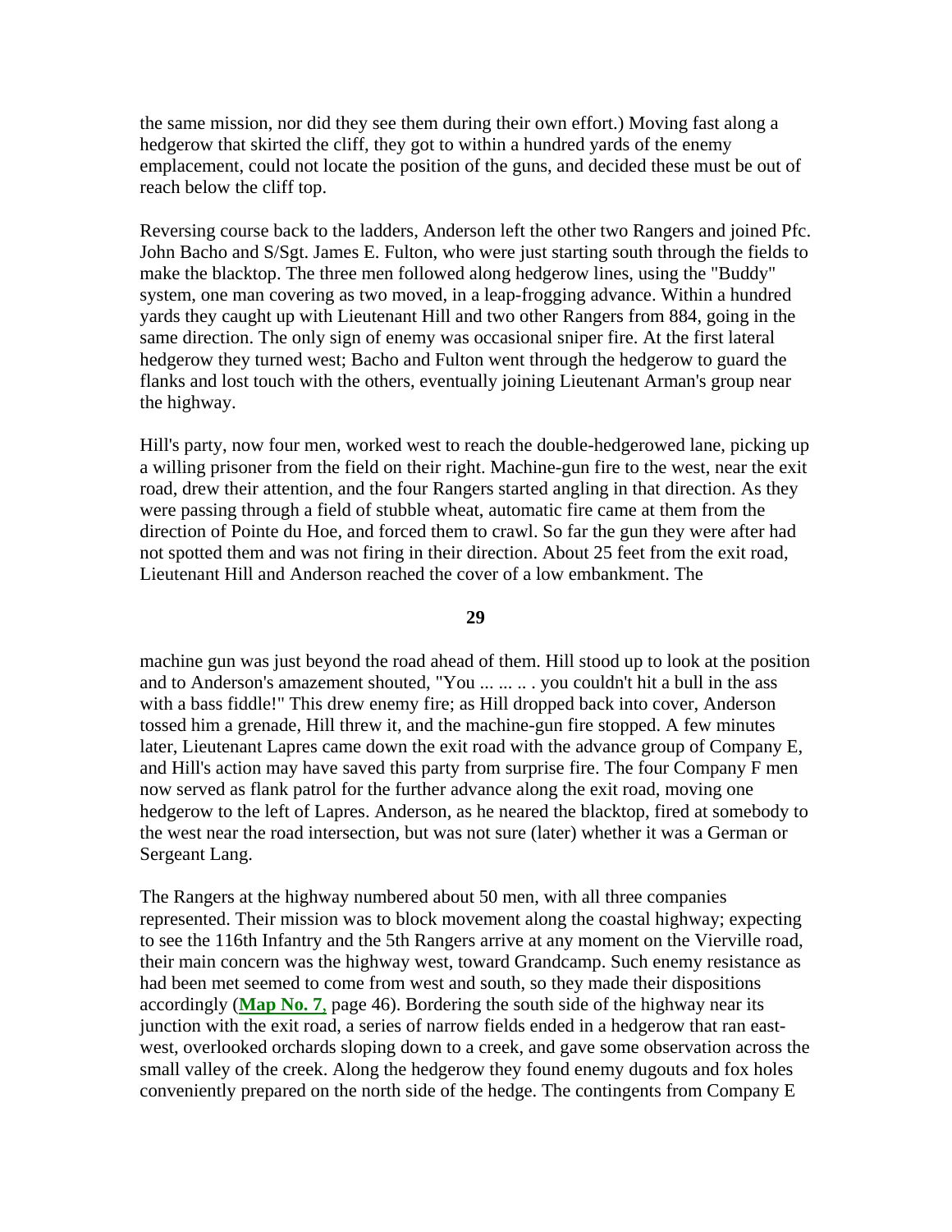the same mission, nor did they see them during their own effort.) Moving fast along a hedgerow that skirted the cliff, they got to within a hundred yards of the enemy emplacement, could not locate the position of the guns, and decided these must be out of reach below the cliff top.

Reversing course back to the ladders, Anderson left the other two Rangers and joined Pfc. John Bacho and S/Sgt. James E. Fulton, who were just starting south through the fields to make the blacktop. The three men followed along hedgerow lines, using the "Buddy" system, one man covering as two moved, in a leap-frogging advance. Within a hundred yards they caught up with Lieutenant Hill and two other Rangers from 884, going in the same direction. The only sign of enemy was occasional sniper fire. At the first lateral hedgerow they turned west; Bacho and Fulton went through the hedgerow to guard the flanks and lost touch with the others, eventually joining Lieutenant Arman's group near the highway.

Hill's party, now four men, worked west to reach the double-hedgerowed lane, picking up a willing prisoner from the field on their right. Machine-gun fire to the west, near the exit road, drew their attention, and the four Rangers started angling in that direction. As they were passing through a field of stubble wheat, automatic fire came at them from the direction of Pointe du Hoe, and forced them to crawl. So far the gun they were after had not spotted them and was not firing in their direction. About 25 feet from the exit road, Lieutenant Hill and Anderson reached the cover of a low embankment. The machine gun was just beyond the road ahead of them. Hill stood up to look at the position and to Anderson's amazement shouted, "You ... ... .. . you couldn't hit a bull in the ass with a bass fiddle!" This drew enemy fire; as Hill dropped back into cover, Anderson tossed him a grenade, Hill threw it, and the machine-gun fire stopped. A few minutes later, Lieutenant Lapres came down the exit road with the advance group of Company E, and Hill's action may have saved this party from surprise fire. The four Company F men now served as flank patrol for the further advance along the exit road, moving one hedgerow to the left of Lapres. Anderson, as he neared the blacktop, fired at somebody to the west near the road intersection, but was not sure (later) whether it was a German or Sergeant Lang.

The Rangers at the highway numbered about 50 men, with all three companies represented. Their mission was to block movement along the coastal highway; expecting to see the 116th Infantry and the 5th Rangers arrive at any moment on the Vierville road, their main concern was the highway west, toward Grandcamp. Such enemy resistance as had been met seemed to come from west and south, so they made their dispositions accordingly (**Map No. 7,** page 46). Bordering the south side of the highway near its junction with the exit road, a series of narrow fields ended in a hedgerow that ran east-west, overlooked orchards sloping down to a creek, and gave some observation across the small valley of the creek. Along the hedgerow they found enemy dugouts and fox holes conveniently prepared on the north side of the hedge. The contingents from Company E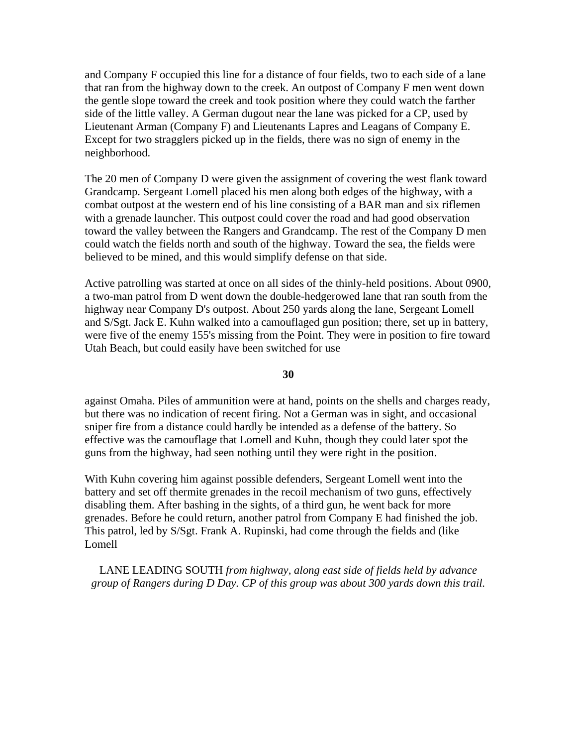and Company F occupied this line for a distance of four fields, two to each side of a lane that ran from the highway down to the creek. An outpost of Company F men went down the gentle slope toward the creek and took position where they could watch the farther side of the little valley. A German dugout near the lane was picked for a CP, used by Lieutenant Arman (Company F) and Lieutenants Lapres and Leagans of Company E. Except for two stragglers picked up in the fields, there was no sign of enemy in the neighborhood.

The 20 men of Company D were given the assignment of covering the west flank toward Grandcamp. Sergeant Lomell placed his men along both edges of the highway, with a combat outpost at the western end of his line consisting of a BAR man and six riflemen with a grenade launcher. This outpost could cover the road and had good observation toward the valley between the Rangers and Grandcamp. The rest of the Company D men could watch the fields north and south of the highway. Toward the sea, the fields were believed to be mined, and this would simplify defense on that side.

Active patrolling was started at once on all sides of the thinly-held positions. About 0900, a two-man patrol from D went down the double-hedgerowed lane that ran south from the highway near Company D's outpost. About 250 yards along the lane, Sergeant Lomell and S/Sgt. Jack E. Kuhn walked into a camouflaged gun position; there, set up in battery, were five of the enemy 155's missing from the Point. They were in position to fire toward Utah Beach, but could easily have been switched for use against Omaha. Piles of ammunition were at hand, points on the shells and charges ready, but there was no indication of recent firing. Not a German was in sight, and occasional sniper fire from a distance could hardly be intended as a defense of the battery. So effective was the camouflage that Lomell and Kuhn, though they could later spot the guns from the highway, had seen nothing until they were right in the position.

With Kuhn covering him against possible defenders, Sergeant Lomell went into the battery and set off thermite grenades in the recoil mechanism of two guns, effectively disabling them. After bashing in the sights, of a third gun, he went back for more grenades. Before he could return, another patrol from Company E had finished the job. This patrol, led by S/Sgt. Frank A. Rupinski, had come through the fields and (like Lomell

LANE LEADING SOUTH *from highway, along east side of fields held by advance group of Rangers during D Day. CP of this group was about 300 yards down this trail.*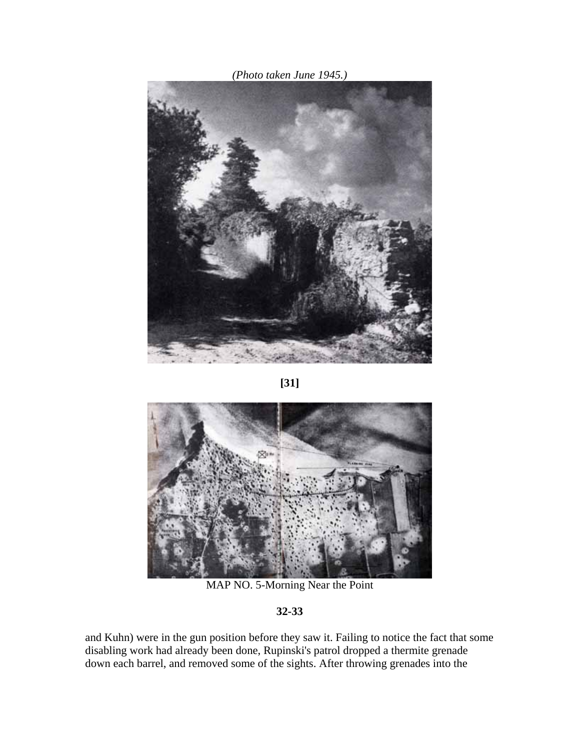*(Photo taken June 1945.)*

MAP NO. 5-Morning Near the Point

and Kuhn) were in the gun position before they saw it. Failing to notice the fact that some disabling work had already been done, Rupinski's patrol dropped a thermite grenade down each barrel, and removed some of the sights. After throwing grenades into the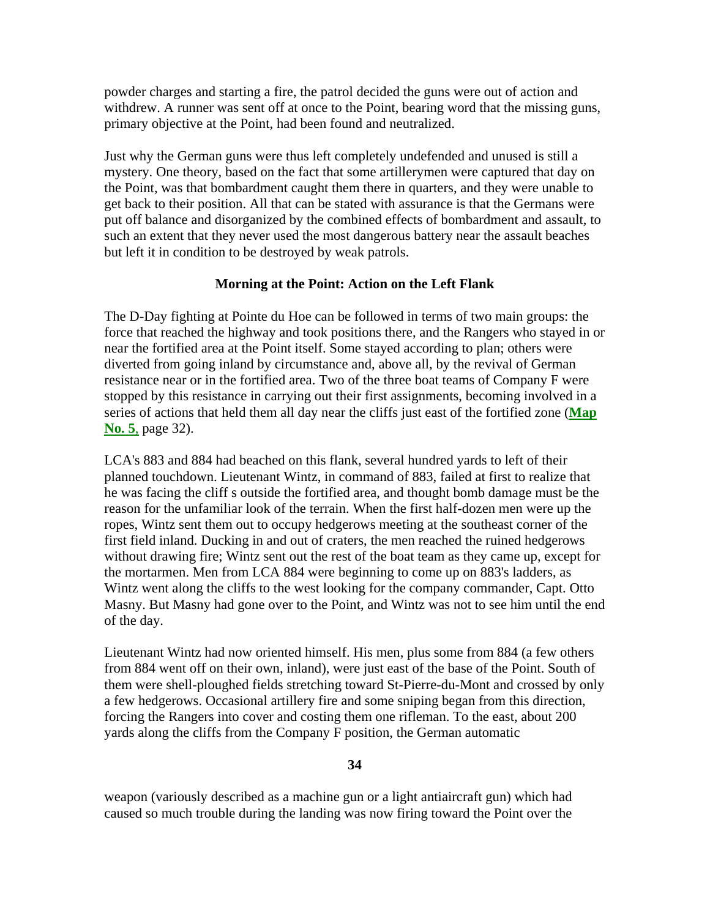powder charges and starting a fire, the patrol decided the guns were out of action and withdrew. A runner was sent off at once to the Point, bearing word that the missing guns, primary objective at the Point, had been found and neutralized.

Just why the German guns were thus left completely undefended and unused is still a mystery. One theory, based on the fact that some artillerymen were captured that day on the Point, was that bombardment caught them there in quarters, and they were unable to get back to their position. All that can be stated with assurance is that the Germans were put off balance and disorganized by the combined effects of bombardment and assault, to such an extent that they never used the most dangerous battery near the assault beaches but left it in condition to be destroyed by weak patrols.

### Morning at the Point: Action on the Left Flank

The D-Day fighting at Pointe du Hoe can be followed in terms of two main groups: the force that reached the highway and took positions there, and the Rangers who stayed in or near the fortified area at the Point itself. Some stayed according to plan; others were diverted from going inland by circumstance and, above all, by the revival of German resistance near or in the fortified area. Two of the three boat teams of Company F were stopped by this resistance in carrying out their first assignments, becoming involved in a series of actions that held them all day near the cliffs just east of the fortified zone (**Map No. 5**, page 32).

LCA's 883 and 884 had beached on this flank, several hundred yards to left of their planned touchdown. Lieutenant Wintz, in command of 883, failed at first to realize that he was facing the cliff s outside the fortified area, and thought bomb damage must be the reason for the unfamiliar look of the terrain. When the first half-dozen men were up the ropes, Wintz sent them out to occupy hedgerows meeting at the southeast corner of the first field inland. Ducking in and out of craters, the men reached the ruined hedgerows without drawing fire; Wintz sent out the rest of the boat team as they came up, except for the mortarmen. Men from LCA 884 were beginning to come up on 883's ladders, as Wintz went along the cliffs to the west looking for the company commander, Capt. Otto Masny. But Masny had gone over to the Point, and Wintz was not to see him until the end of the day.

Lieutenant Wintz had now oriented himself. His men, plus some from 884 (a few others from 884 went off on their own, inland), were just east of the base of the Point. South of them were shell-ploughed fields stretching toward St-Pierre-du-Mont and crossed by only a few hedgerows. Occasional artillery fire and some sniping began from this direction, forcing the Rangers into cover and costing them one rifleman. To the east, about 200 yards along the cliffs from the Company F position, the German automatic

weapon (variously described as a machine gun or a light antiaircraft gun) which had caused so much trouble during the landing was now firing toward the Point over the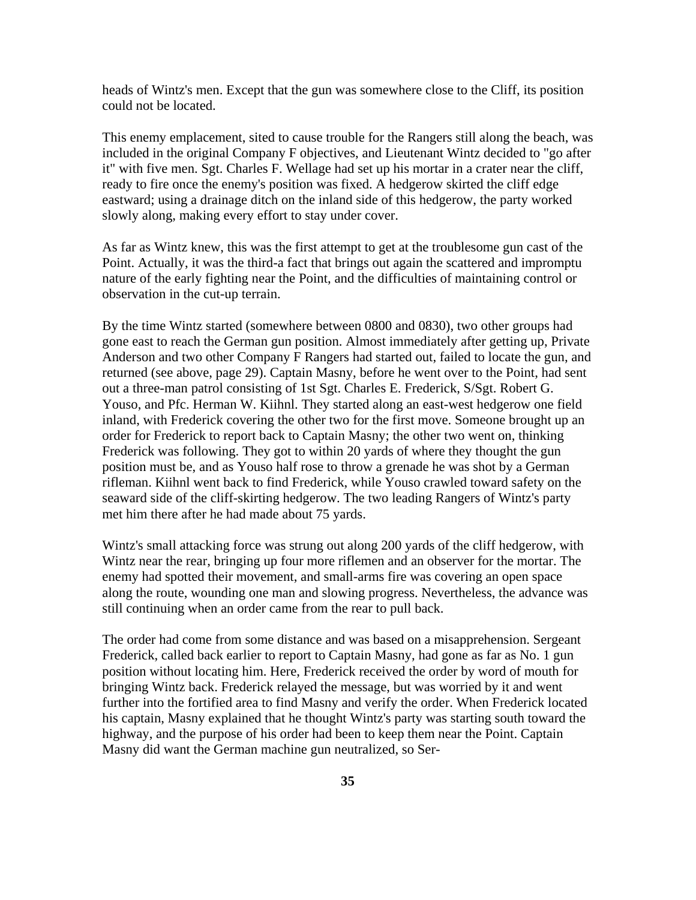heads of Wintz's men. Except that the gun was somewhere close to the Cliff, its position could not be located.

This enemy emplacement, sited to cause trouble for the Rangers still along the beach, was included in the original Company F objectives, and Lieutenant Wintz decided to "go after it" with five men. Sgt. Charles F. Wellage had set up his mortar in a crater near the cliff, ready to fire once the enemy's position was fixed. A hedgerow skirted the cliff edge eastward; using a drainage ditch on the inland side of this hedgerow, the party worked slowly along, making every effort to stay under cover.

As far as Wintz knew, this was the first attempt to get at the troublesome gun cast of the Point. Actually, it was the third-a fact that brings out again the scattered and impromptu nature of the early fighting near the Point, and the difficulties of maintaining control or observation in the cut-up terrain.

By the time Wintz started (somewhere between 0800 and 0830), two other groups had gone east to reach the German gun position. Almost immediately after getting up, Private Anderson and two other Company F Rangers had started out, failed to locate the gun, and returned (see above, page 29). Captain Masny, before he went over to the Point, had sent out a three-man patrol consisting of 1st Sgt. Charles E. Frederick, S/Sgt. Robert G. Youso, and Pfc. Herman W. Kiihnl. They started along an east-west hedgerow one field inland, with Frederick covering the other two for the first move. Someone brought up an order for Frederick to report back to Captain Masny; the other two went on, thinking Frederick was following. They got to within 20 yards of where they thought the gun position must be, and as Youso half rose to throw a grenade he was shot by a German rifleman. Kiihnl went back to find Frederick, while Youso crawled toward safety on the seaward side of the cliff-skirting hedgerow. The two leading Rangers of Wintz's party met him there after he had made about 75 yards.

Wintz's small attacking force was strung out along 200 yards of the cliff hedgerow, with Wintz near the rear, bringing up four more riflemen and an observer for the mortar. The enemy had spotted their movement, and small-arms fire was covering an open space along the route, wounding one man and slowing progress. Nevertheless, the advance was still continuing when an order came from the rear to pull back.

The order had come from some distance and was based on a misapprehension. Sergeant Frederick, called back earlier to report to Captain Masny, had gone as far as No. 1 gun position without locating him. Here, Frederick received the order by word of mouth for bringing Wintz back. Frederick relayed the message, but was worried by it and went further into the fortified area to find Masny and verify the order. When Frederick located his captain, Masny explained that he thought Wintz's party was starting south toward the highway, and the purpose of his order had been to keep them near the Point. Captain Masny did want the German machine gun neutralized, so Ser-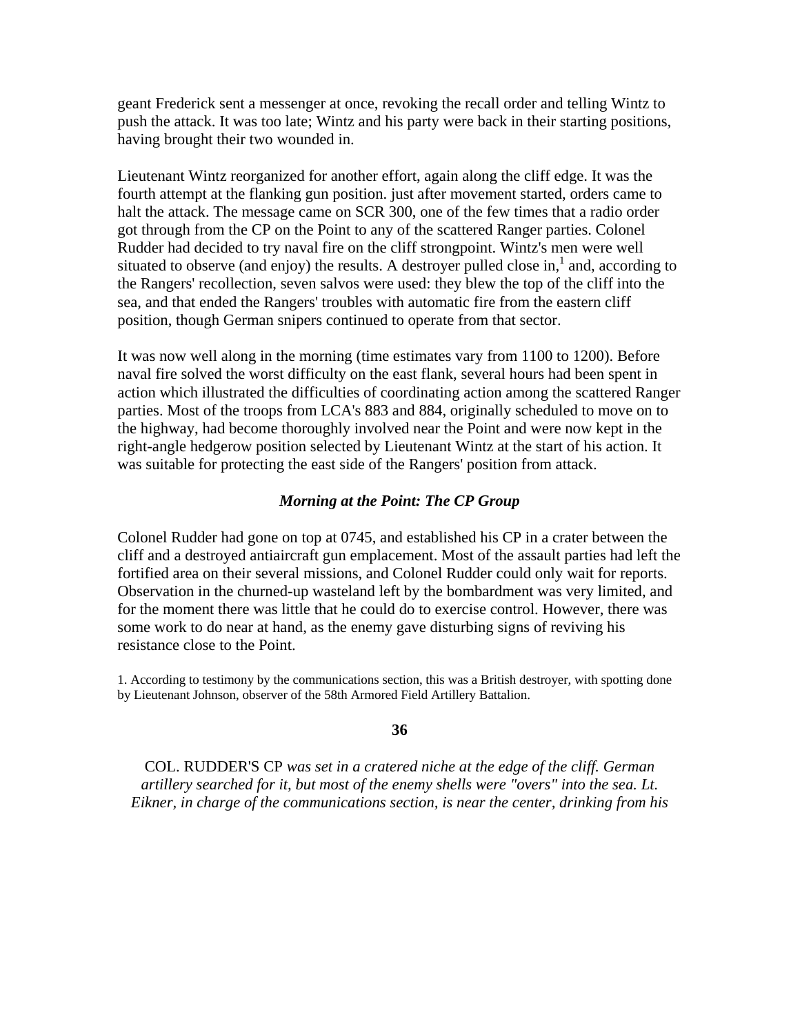geant Frederick sent a messenger at once, revoking the recall order and telling Wintz to push the attack. It was too late; Wintz and his party were back in their starting positions, having brought their two wounded in.

Lieutenant Wintz reorganized for another effort, again along the cliff edge. It was the fourth attempt at the flanking gun position. just after movement started, orders came to halt the attack. The message came on SCR 300, one of the few times that a radio order got through from the CP on the Point to any of the scattered Ranger parties. Colonel Rudder had decided to try naval fire on the cliff strongpoint. Wintz's men were well situated to observe (and enjoy) the results. A destroyer pulled close in,[1] and, according to the Rangers' recollection, seven salvos were used: they blew the top of the cliff into the sea, and that ended the Rangers' troubles with automatic fire from the eastern cliff position, though German snipers continued to operate from that sector.

It was now well along in the morning (time estimates vary from 1100 to 1200). Before naval fire solved the worst difficulty on the east flank, several hours had been spent in action which illustrated the difficulties of coordinating action among the scattered Ranger parties. Most of the troops from LCA's 883 and 884, originally scheduled to move on to the highway, had become thoroughly involved near the Point and were now kept in the right-angle hedgerow position selected by Lieutenant Wintz at the start of his action. It was suitable for protecting the east side of the Rangers' position from attack.

### *Morning at the Point: The CP Group*

Colonel Rudder had gone on top at 0745, and established his CP in a crater between the cliff and a destroyed antiaircraft gun emplacement. Most of the assault parties had left the fortified area on their several missions, and Colonel Rudder could only wait for reports. Observation in the churned-up wasteland left by the bombardment was very limited, and for the moment there was little that he could do to exercise control. However, there was some work to do near at hand, as the enemy gave disturbing signs of reviving his resistance close to the Point.

1. According to testimony by the communications section, this was a British destroyer, with spotting done by Lieutenant Johnson, observer of the 58th Armored Field Artillery Battalion.

COL. RUDDER'S CP *was set in a cratered niche at the edge of the cliff. German artillery searched for it, but most of the enemy shells were "overs" into the sea. Lt. Eikner, in charge of the communications section, is near the center, drinking from his*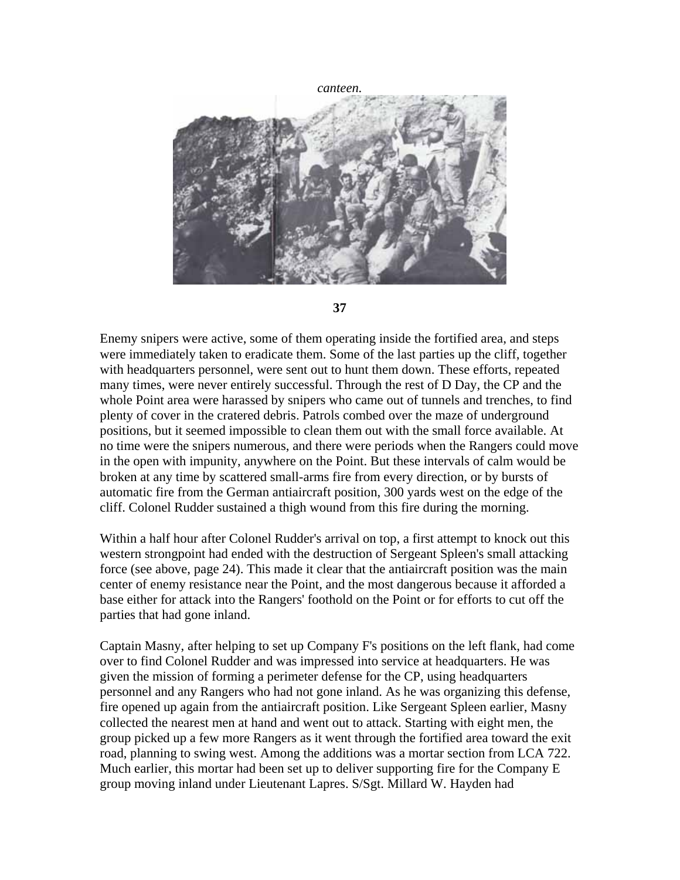*canteen.*

Enemy snipers were active, some of them operating inside the fortified area, and steps were immediately taken to eradicate them. Some of the last parties up the cliff, together with headquarters personnel, were sent out to hunt them down. These efforts, repeated many times, were never entirely successful. Through the rest of D Day, the CP and the whole Point area were harassed by snipers who came out of tunnels and trenches, to find plenty of cover in the cratered debris. Patrols combed over the maze of underground positions, but it seemed impossible to clean them out with the small force available. At no time were the snipers numerous, and there were periods when the Rangers could move in the open with impunity, anywhere on the Point. But these intervals of calm would be broken at any time by scattered small-arms fire from every direction, or by bursts of automatic fire from the German antiaircraft position, 300 yards west on the edge of the cliff. Colonel Rudder sustained a thigh wound from this fire during the morning.

Within a half hour after Colonel Rudder's arrival on top, a first attempt to knock out this western strongpoint had ended with the destruction of Sergeant Spleen's small attacking force (see above, page 24). This made it clear that the antiaircraft position was the main center of enemy resistance near the Point, and the most dangerous because it afforded a base either for attack into the Rangers' foothold on the Point or for efforts to cut off the parties that had gone inland.

Captain Masny, after helping to set up Company F's positions on the left flank, had come over to find Colonel Rudder and was impressed into service at headquarters. He was given the mission of forming a perimeter defense for the CP, using headquarters personnel and any Rangers who had not gone inland. As he was organizing this defense, fire opened up again from the antiaircraft position. Like Sergeant Spleen earlier, Masny collected the nearest men at hand and went out to attack. Starting with eight men, the group picked up a few more Rangers as it went through the fortified area toward the exit road, planning to swing west. Among the additions was a mortar section from LCA 722. Much earlier, this mortar had been set up to deliver supporting fire for the Company E group moving inland under Lieutenant Lapres. S/Sgt. Millard W. Hayden had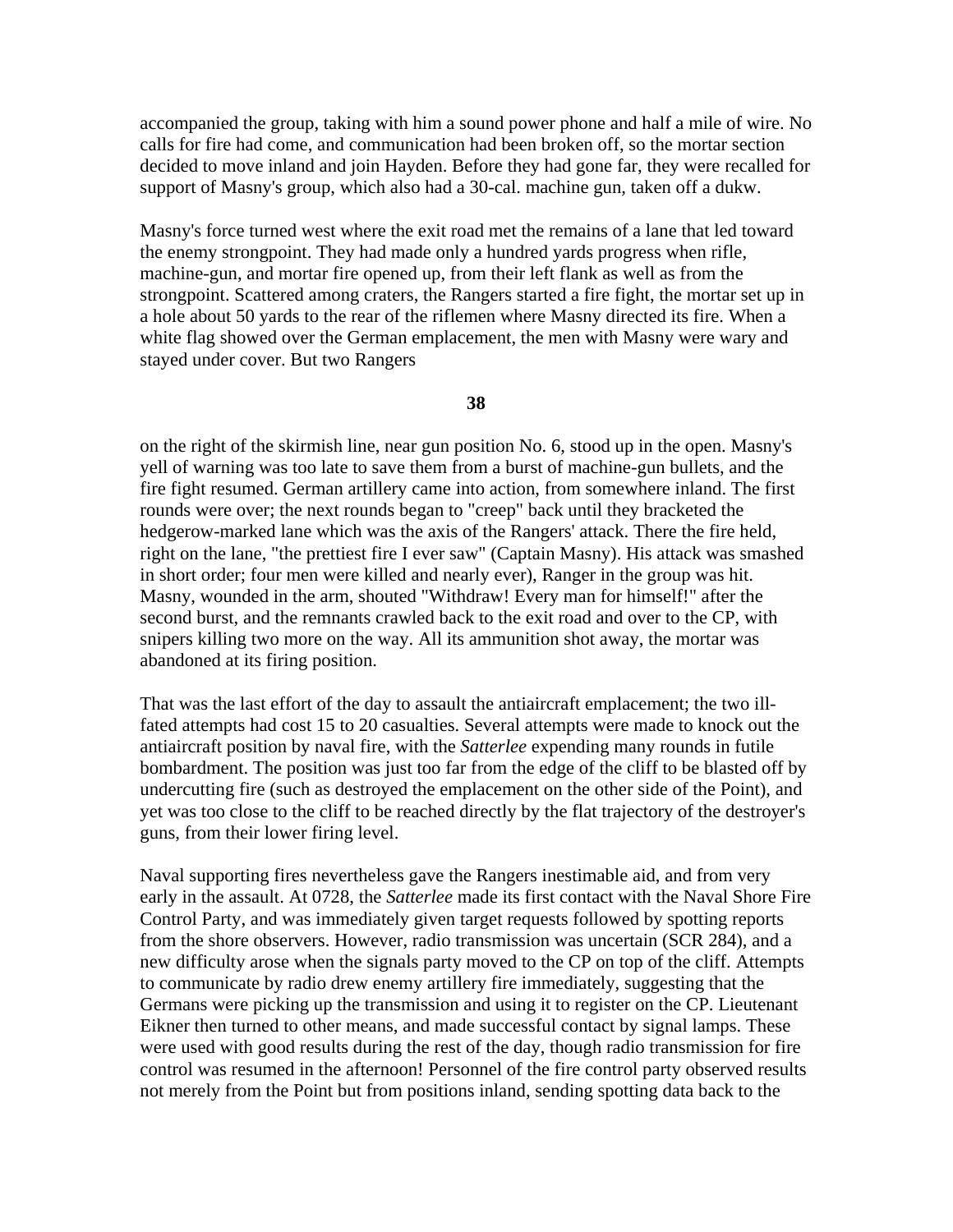accompanied the group, taking with him a sound power phone and half a mile of wire. No calls for fire had come, and communication had been broken off, so the mortar section decided to move inland and join Hayden. Before they had gone far, they were recalled for support of Masny's group, which also had a 30-cal. machine gun, taken off a dukw.

Masny's force turned west where the exit road met the remains of a lane that led toward the enemy strongpoint. They had made only a hundred yards progress when rifle, machine-gun, and mortar fire opened up, from their left flank as well as from the strongpoint. Scattered among craters, the Rangers started a fire fight, the mortar set up in a hole about 50 yards to the rear of the riflemen where Masny directed its fire. When a white flag showed over the German emplacement, the men with Masny were wary and stayed under cover. But two Rangers on the right of the skirmish line, near gun position No. 6, stood up in the open. Masny's yell of warning was too late to save them from a burst of machine-gun bullets, and the fire fight resumed. German artillery came into action, from somewhere inland. The first rounds were over; the next rounds began to "creep" back until they bracketed the hedgerow-marked lane which was the axis of the Rangers' attack. There the fire held, right on the lane, "the prettiest fire I ever saw" (Captain Masny). His attack was smashed in short order; four men were killed and nearly ever), Ranger in the group was hit. Masny, wounded in the arm, shouted "Withdraw! Every man for himself!" after the second burst, and the remnants crawled back to the exit road and over to the CP, with snipers killing two more on the way. All its ammunition shot away, the mortar was abandoned at its firing position.

That was the last effort of the day to assault the antiaircraft emplacement; the two ill-fated attempts had cost 15 to 20 casualties. Several attempts were made to knock out the antiaircraft position by naval fire, with the *Satterlee* expending many rounds in futile bombardment. The position was just too far from the edge of the cliff to be blasted off by undercutting fire (such as destroyed the emplacement on the other side of the Point), and yet was too close to the cliff to be reached directly by the flat trajectory of the destroyer's guns, from their lower firing level.

Naval supporting fires nevertheless gave the Rangers inestimable aid, and from very early in the assault. At 0728, the *Satterlee* made its first contact with the Naval Shore Fire Control Party, and was immediately given target requests followed by spotting reports from the shore observers. However, radio transmission was uncertain (SCR 284), and a new difficulty arose when the signals party moved to the CP on top of the cliff. Attempts to communicate by radio drew enemy artillery fire immediately, suggesting that the Germans were picking up the transmission and using it to register on the CP. Lieutenant Eikner then turned to other means, and made successful contact by signal lamps. These were used with good results during the rest of the day, though radio transmission for fire control was resumed in the afternoon! Personnel of the fire control party observed results not merely from the Point but from positions inland, sending spotting data back to the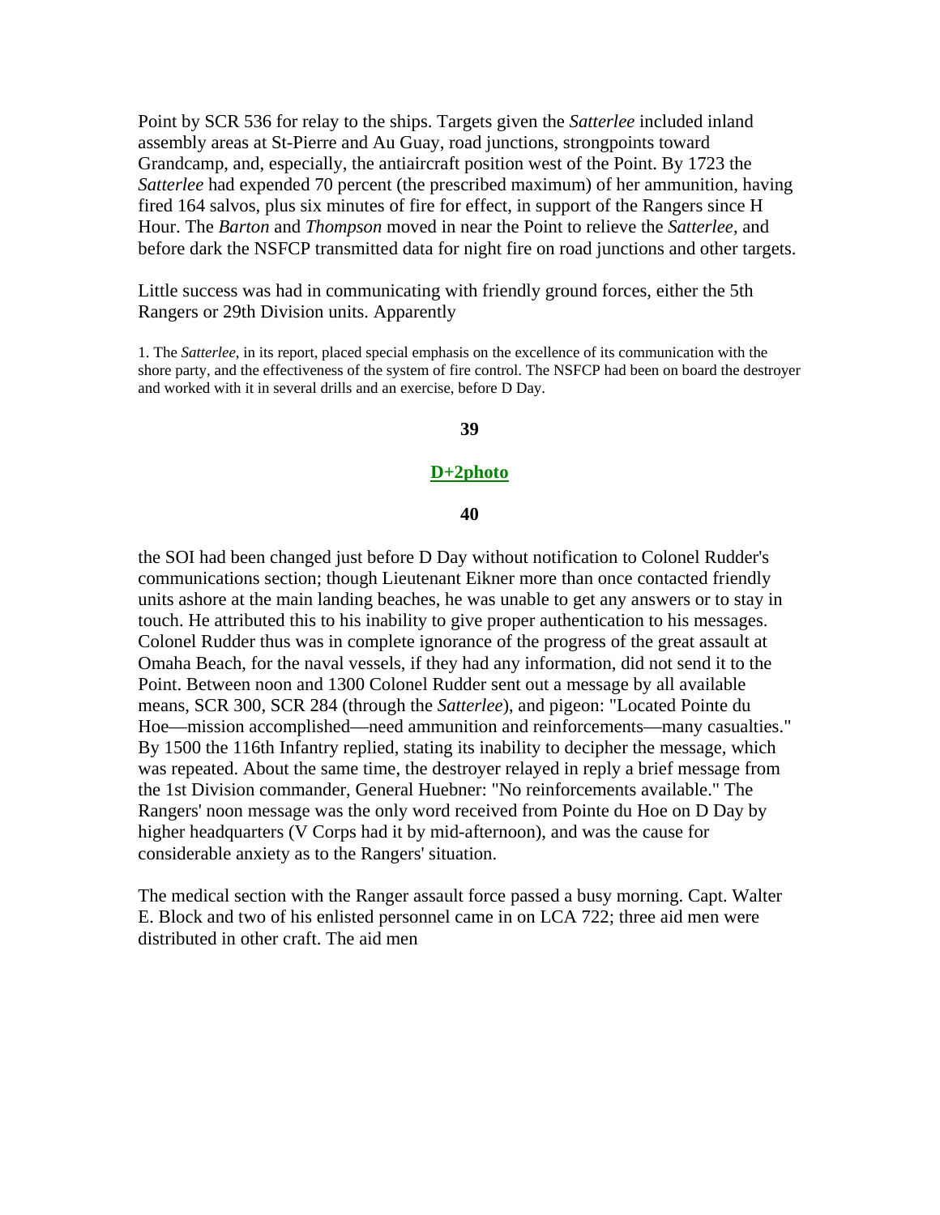Point by SCR 536 for relay to the ships. Targets given the *Satterlee* included inland assembly areas at St-Pierre and Au Guay, road junctions, strongpoints toward Grandcamp, and, especially, the antiaircraft position west of the Point. By 1723 the *Satterlee* had expended 70 percent (the prescribed maximum) of her ammunition, having fired 164 salvos, plus six minutes of fire for effect, in support of the Rangers since H Hour. The *Barton* and *Thompson* moved in near the Point to relieve the *Satterlee*, and before dark the NSFCP transmitted data for night fire on road junctions and other targets.

Little success was had in communicating with friendly ground forces, either the 5th Rangers or 29th Division units. Apparently

1. The *Satterlee*, in its report, placed special emphasis on the excellence of its communication with the shore party, and the effectiveness of the system of fire control. The NSFCP had been on board the destroyer and worked with it in several drills and an exercise, before D Day.

**D+2photo**

the SOI had been changed just before D Day without notification to Colonel Rudder's communications section; though Lieutenant Eikner more than once contacted friendly units ashore at the main landing beaches, he was unable to get any answers or to stay in touch. He attributed this to his inability to give proper authentication to his messages. Colonel Rudder thus was in complete ignorance of the progress of the great assault at Omaha Beach, for the naval vessels, if they had any information, did not send it to the Point. Between noon and 1300 Colonel Rudder sent out a message by all available means, SCR 300, SCR 284 (through the *Satterlee*), and pigeon: "Located Pointe du Hoe—mission accomplished—need ammunition and reinforcements—many casualties." By 1500 the 116th Infantry replied, stating its inability to decipher the message, which was repeated. About the same time, the destroyer relayed in reply a brief message from the 1st Division commander, General Huebner: "No reinforcements available." The Rangers' noon message was the only word received from Pointe du Hoe on D Day by higher headquarters (V Corps had it by mid-afternoon), and was the cause for considerable anxiety as to the Rangers' situation.

The medical section with the Ranger assault force passed a busy morning. Capt. Walter E. Block and two of his enlisted personnel came in on LCA 722; three aid men were distributed in other craft. The aid men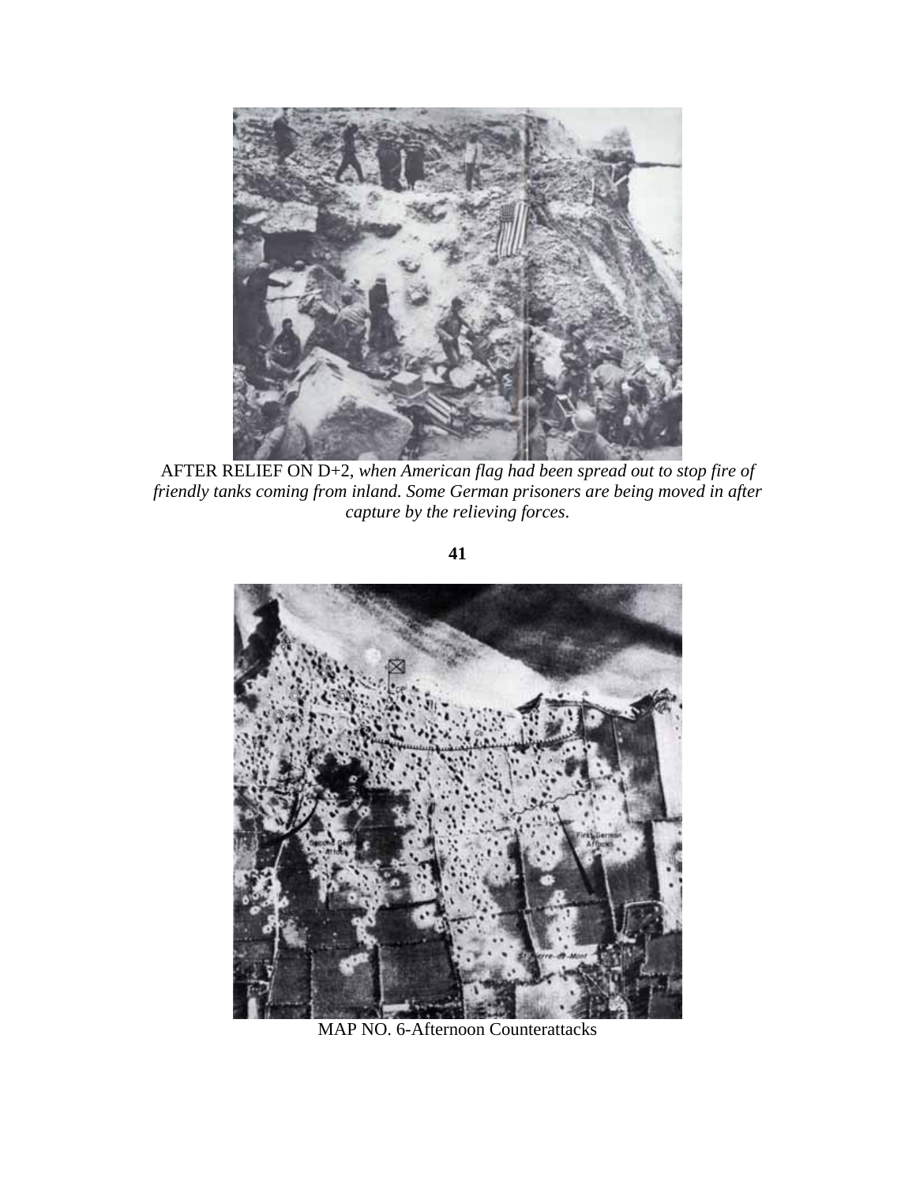AFTER RELIEF ON D+2, *when American flag had been spread out to stop fire of friendly tanks coming from inland. Some German prisoners are being moved in after capture by the relieving forces.*

MAP NO. 6-Afternoon Counterattacks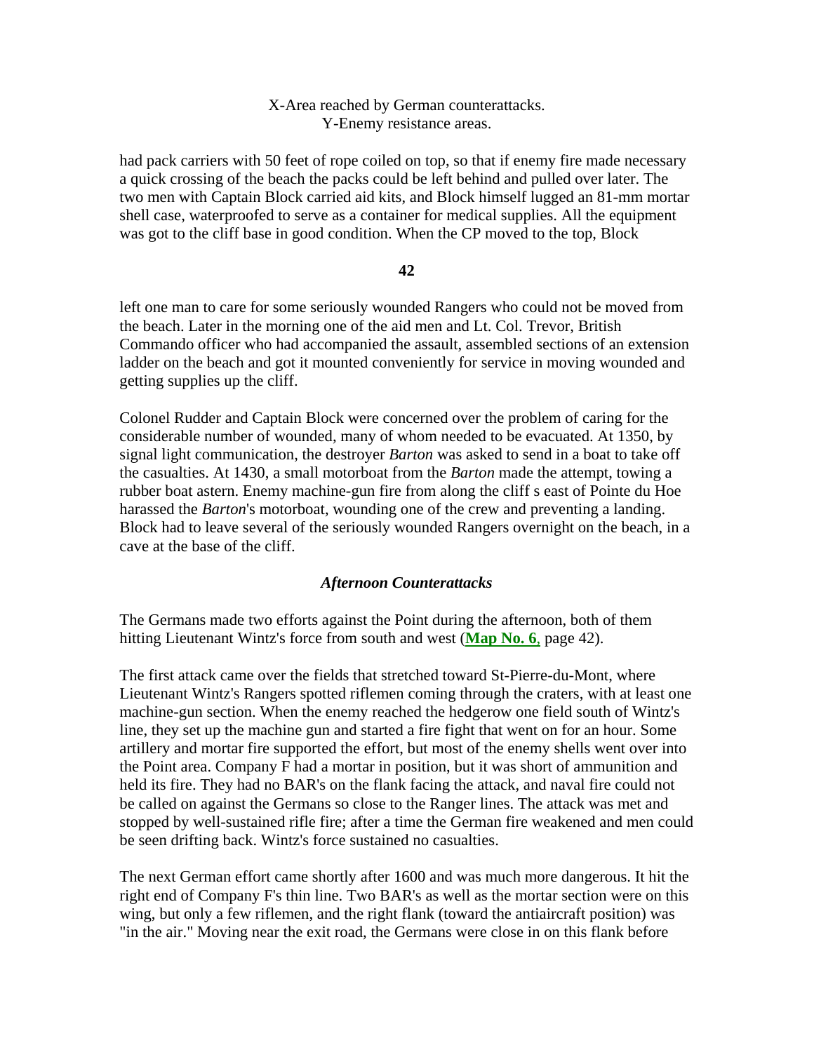X-Area reached by German counterattacks.
Y-Enemy resistance areas.

had pack carriers with 50 feet of rope coiled on top, so that if enemy fire made necessary a quick crossing of the beach the packs could be left behind and pulled over later. The two men with Captain Block carried aid kits, and Block himself lugged an 81-mm mortar shell case, waterproofed to serve as a container for medical supplies. All the equipment was got to the cliff base in good condition. When the CP moved to the top, Block

left one man to care for some seriously wounded Rangers who could not be moved from the beach. Later in the morning one of the aid men and Lt. Col. Trevor, British Commando officer who had accompanied the assault, assembled sections of an extension ladder on the beach and got it mounted conveniently for service in moving wounded and getting supplies up the cliff.

Colonel Rudder and Captain Block were concerned over the problem of caring for the considerable number of wounded, many of whom needed to be evacuated. At 1350, by signal light communication, the destroyer *Barton* was asked to send in a boat to take off the casualties. At 1430, a small motorboat from the *Barton* made the attempt, towing a rubber boat astern. Enemy machine-gun fire from along the cliff s east of Pointe du Hoe harassed the *Barton*'s motorboat, wounding one of the crew and preventing a landing. Block had to leave several of the seriously wounded Rangers overnight on the beach, in a cave at the base of the cliff.

### *Afternoon Counterattacks*

The Germans made two efforts against the Point during the afternoon, both of them hitting Lieutenant Wintz's force from south and west (**Map No. 6**, page 42).

The first attack came over the fields that stretched toward St-Pierre-du-Mont, where Lieutenant Wintz's Rangers spotted riflemen coming through the craters, with at least one machine-gun section. When the enemy reached the hedgerow one field south of Wintz's line, they set up the machine gun and started a fire fight that went on for an hour. Some artillery and mortar fire supported the effort, but most of the enemy shells went over into the Point area. Company F had a mortar in position, but it was short of ammunition and held its fire. They had no BAR's on the flank facing the attack, and naval fire could not be called on against the Germans so close to the Ranger lines. The attack was met and stopped by well-sustained rifle fire; after a time the German fire weakened and men could be seen drifting back. Wintz's force sustained no casualties.

The next German effort came shortly after 1600 and was much more dangerous. It hit the right end of Company F's thin line. Two BAR's as well as the mortar section were on this wing, but only a few riflemen, and the right flank (toward the antiaircraft position) was "in the air." Moving near the exit road, the Germans were close in on this flank before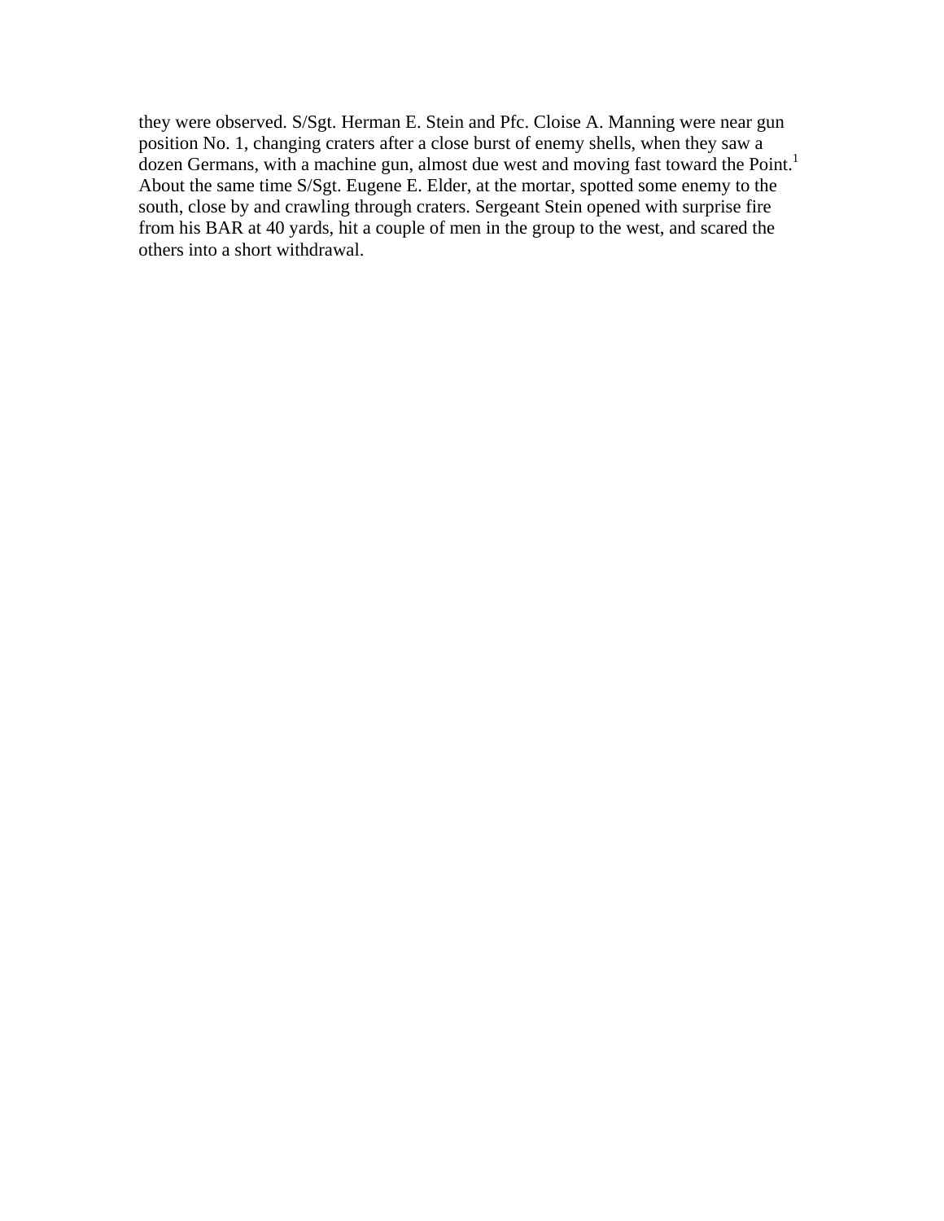they were observed. S/Sgt. Herman E. Stein and Pfc. Cloise A. Manning were near gun position No. 1, changing craters after a close burst of enemy shells, when they saw a dozen Germans, with a machine gun, almost due west and moving fast toward the Point.[1] About the same time S/Sgt. Eugene E. Elder, at the mortar, spotted some enemy to the south, close by and crawling through craters. Sergeant Stein opened with surprise fire from his BAR at 40 yards, hit a couple of men in the group to the west, and scared the others into a short withdrawal.